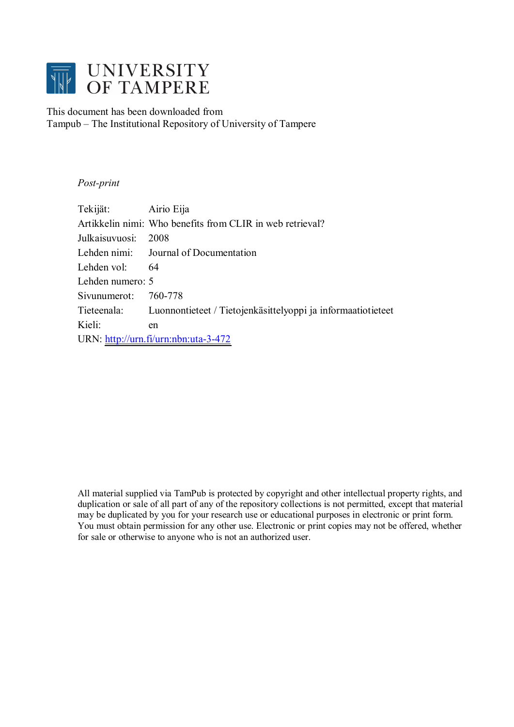# UNIVERSITY OF TAMPERE

This document has been downloaded from
Tampub – The Institutional Repository of University of Tampere

*Post-print*

| | |
|---|---|
| Tekijät: | Airio Eija |
| Artikkelin nimi: | Who benefits from CLIR in web retrieval? |
| Julkaisuvuosi: | 2008 |
| Lehden nimi: | Journal of Documentation |
| Lehden vol: | 64 |
| Lehden numero: | 5 |
| Sivunumerot: | 760-778 |
| Tieteenala: | Luonnontieteet / Tietojenkäsittelyoppi ja informaatiotieteet |
| Kieli: | en |
| URN: | http://urn.fi/urn:nbn:uta-3-472 |

All material supplied via TamPub is protected by copyright and other intellectual property rights, and duplication or sale of all part of any of the repository collections is not permitted, except that material may be duplicated by you for your research use or educational purposes in electronic or print form. You must obtain permission for any other use. Electronic or print copies may not be offered, whether for sale or otherwise to anyone who is not an authorized user.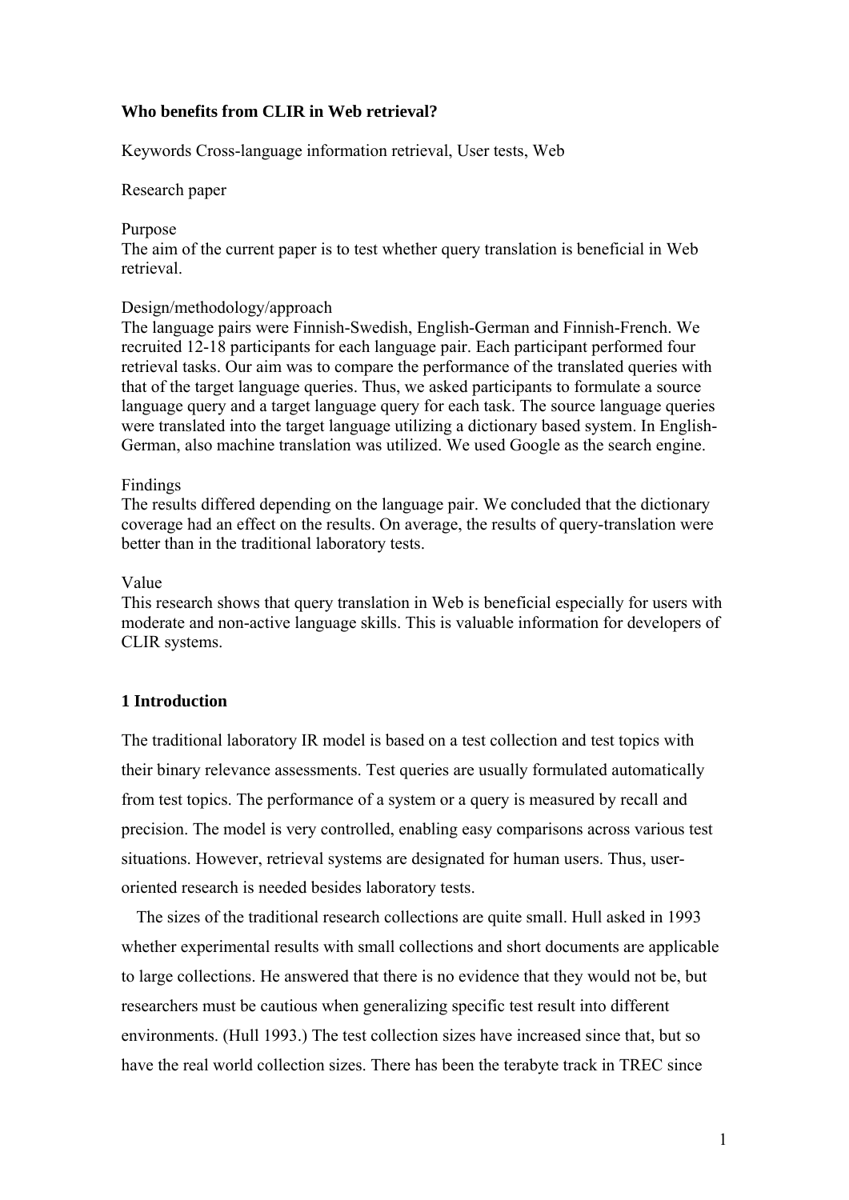**Who benefits from CLIR in Web retrieval?**

Keywords Cross-language information retrieval, User tests, Web

Research paper

Purpose
The aim of the current paper is to test whether query translation is beneficial in Web retrieval.

Design/methodology/approach
The language pairs were Finnish-Swedish, English-German and Finnish-French. We recruited 12-18 participants for each language pair. Each participant performed four retrieval tasks. Our aim was to compare the performance of the translated queries with that of the target language queries. Thus, we asked participants to formulate a source language query and a target language query for each task. The source language queries were translated into the target language utilizing a dictionary based system. In English-German, also machine translation was utilized. We used Google as the search engine.

Findings
The results differed depending on the language pair. We concluded that the dictionary coverage had an effect on the results. On average, the results of query-translation were better than in the traditional laboratory tests.

Value
This research shows that query translation in Web is beneficial especially for users with moderate and non-active language skills. This is valuable information for developers of CLIR systems.

## 1 Introduction

The traditional laboratory IR model is based on a test collection and test topics with their binary relevance assessments. Test queries are usually formulated automatically from test topics. The performance of a system or a query is measured by recall and precision. The model is very controlled, enabling easy comparisons across various test situations. However, retrieval systems are designated for human users. Thus, user-oriented research is needed besides laboratory tests.

The sizes of the traditional research collections are quite small. Hull asked in 1993 whether experimental results with small collections and short documents are applicable to large collections. He answered that there is no evidence that they would not be, but researchers must be cautious when generalizing specific test result into different environments. (Hull 1993.) The test collection sizes have increased since that, but so have the real world collection sizes. There has been the terabyte track in TREC since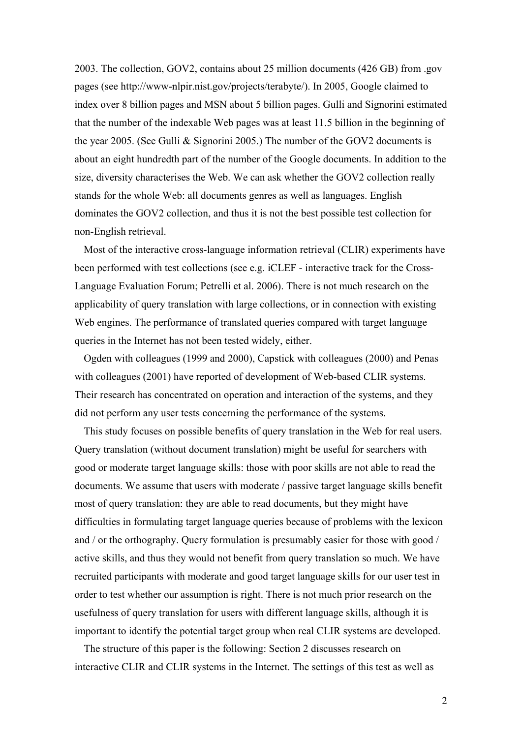2003. The collection, GOV2, contains about 25 million documents (426 GB) from .gov pages (see http://www-nlpir.nist.gov/projects/terabyte/). In 2005, Google claimed to index over 8 billion pages and MSN about 5 billion pages. Gulli and Signorini estimated that the number of the indexable Web pages was at least 11.5 billion in the beginning of the year 2005. (See Gulli & Signorini 2005.) The number of the GOV2 documents is about an eight hundredth part of the number of the Google documents. In addition to the size, diversity characterises the Web. We can ask whether the GOV2 collection really stands for the whole Web: all documents genres as well as languages. English dominates the GOV2 collection, and thus it is not the best possible test collection for non-English retrieval.

Most of the interactive cross-language information retrieval (CLIR) experiments have been performed with test collections (see e.g. iCLEF - interactive track for the Cross-Language Evaluation Forum; Petrelli et al. 2006). There is not much research on the applicability of query translation with large collections, or in connection with existing Web engines. The performance of translated queries compared with target language queries in the Internet has not been tested widely, either.

Ogden with colleagues (1999 and 2000), Capstick with colleagues (2000) and Penas with colleagues (2001) have reported of development of Web-based CLIR systems. Their research has concentrated on operation and interaction of the systems, and they did not perform any user tests concerning the performance of the systems.

This study focuses on possible benefits of query translation in the Web for real users. Query translation (without document translation) might be useful for searchers with good or moderate target language skills: those with poor skills are not able to read the documents. We assume that users with moderate / passive target language skills benefit most of query translation: they are able to read documents, but they might have difficulties in formulating target language queries because of problems with the lexicon and / or the orthography. Query formulation is presumably easier for those with good / active skills, and thus they would not benefit from query translation so much. We have recruited participants with moderate and good target language skills for our user test in order to test whether our assumption is right. There is not much prior research on the usefulness of query translation for users with different language skills, although it is important to identify the potential target group when real CLIR systems are developed.

The structure of this paper is the following: Section 2 discusses research on interactive CLIR and CLIR systems in the Internet. The settings of this test as well as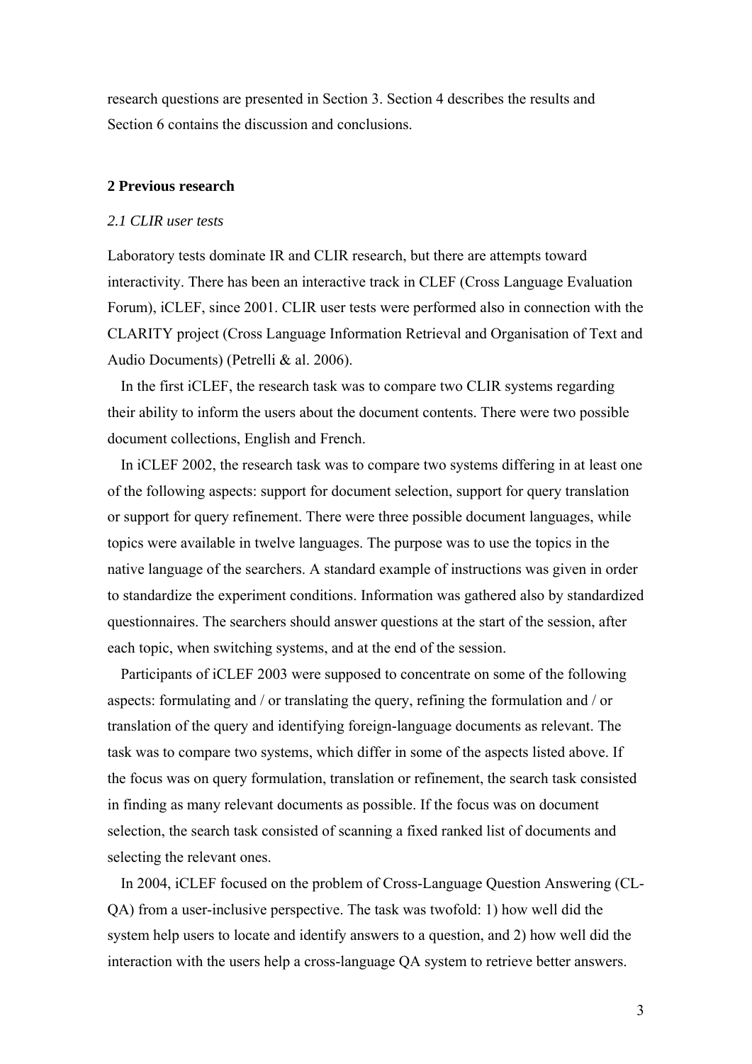research questions are presented in Section 3. Section 4 describes the results and Section 6 contains the discussion and conclusions.

## 2 Previous research

### *2.1 CLIR user tests*

Laboratory tests dominate IR and CLIR research, but there are attempts toward interactivity. There has been an interactive track in CLEF (Cross Language Evaluation Forum), iCLEF, since 2001. CLIR user tests were performed also in connection with the CLARITY project (Cross Language Information Retrieval and Organisation of Text and Audio Documents) (Petrelli & al. 2006).

In the first iCLEF, the research task was to compare two CLIR systems regarding their ability to inform the users about the document contents. There were two possible document collections, English and French.

In iCLEF 2002, the research task was to compare two systems differing in at least one of the following aspects: support for document selection, support for query translation or support for query refinement. There were three possible document languages, while topics were available in twelve languages. The purpose was to use the topics in the native language of the searchers. A standard example of instructions was given in order to standardize the experiment conditions. Information was gathered also by standardized questionnaires. The searchers should answer questions at the start of the session, after each topic, when switching systems, and at the end of the session.

Participants of iCLEF 2003 were supposed to concentrate on some of the following aspects: formulating and / or translating the query, refining the formulation and / or translation of the query and identifying foreign-language documents as relevant. The task was to compare two systems, which differ in some of the aspects listed above. If the focus was on query formulation, translation or refinement, the search task consisted in finding as many relevant documents as possible. If the focus was on document selection, the search task consisted of scanning a fixed ranked list of documents and selecting the relevant ones.

In 2004, iCLEF focused on the problem of Cross-Language Question Answering (CL-QA) from a user-inclusive perspective. The task was twofold: 1) how well did the system help users to locate and identify answers to a question, and 2) how well did the interaction with the users help a cross-language QA system to retrieve better answers.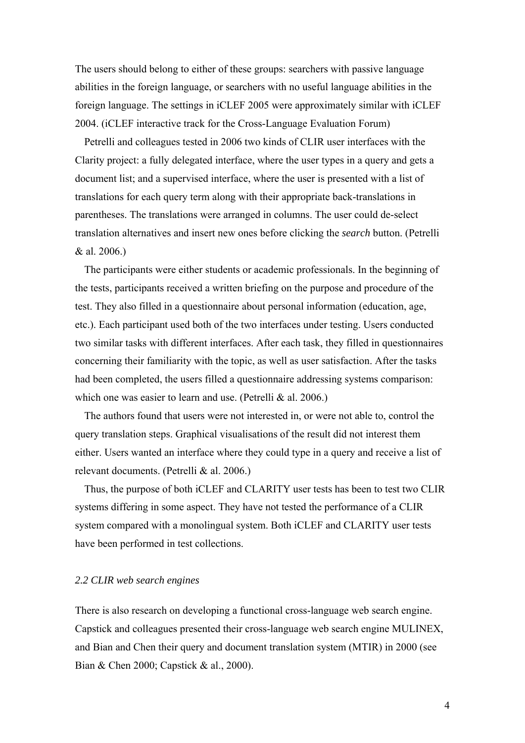The users should belong to either of these groups: searchers with passive language abilities in the foreign language, or searchers with no useful language abilities in the foreign language. The settings in iCLEF 2005 were approximately similar with iCLEF 2004. (iCLEF interactive track for the Cross-Language Evaluation Forum)

Petrelli and colleagues tested in 2006 two kinds of CLIR user interfaces with the Clarity project: a fully delegated interface, where the user types in a query and gets a document list; and a supervised interface, where the user is presented with a list of translations for each query term along with their appropriate back-translations in parentheses. The translations were arranged in columns. The user could de-select translation alternatives and insert new ones before clicking the *search* button. (Petrelli & al. 2006.)

The participants were either students or academic professionals. In the beginning of the tests, participants received a written briefing on the purpose and procedure of the test. They also filled in a questionnaire about personal information (education, age, etc.). Each participant used both of the two interfaces under testing. Users conducted two similar tasks with different interfaces. After each task, they filled in questionnaires concerning their familiarity with the topic, as well as user satisfaction. After the tasks had been completed, the users filled a questionnaire addressing systems comparison: which one was easier to learn and use. (Petrelli & al. 2006.)

The authors found that users were not interested in, or were not able to, control the query translation steps. Graphical visualisations of the result did not interest them either. Users wanted an interface where they could type in a query and receive a list of relevant documents. (Petrelli & al. 2006.)

Thus, the purpose of both iCLEF and CLARITY user tests has been to test two CLIR systems differing in some aspect. They have not tested the performance of a CLIR system compared with a monolingual system. Both iCLEF and CLARITY user tests have been performed in test collections.

### *2.2 CLIR web search engines*

There is also research on developing a functional cross-language web search engine. Capstick and colleagues presented their cross-language web search engine MULINEX, and Bian and Chen their query and document translation system (MTIR) in 2000 (see Bian & Chen 2000; Capstick & al., 2000).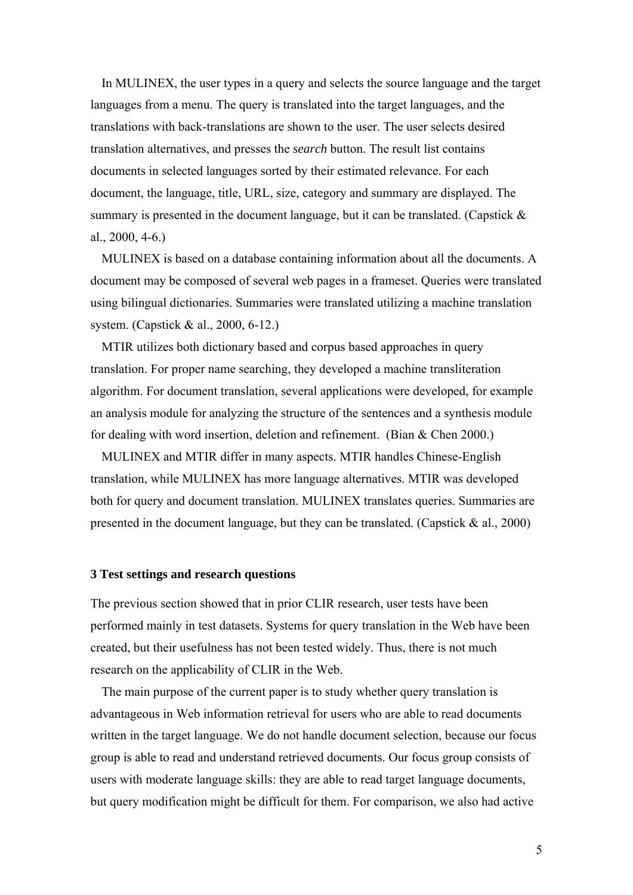In MULINEX, the user types in a query and selects the source language and the target languages from a menu. The query is translated into the target languages, and the translations with back-translations are shown to the user. The user selects desired translation alternatives, and presses the *search* button. The result list contains documents in selected languages sorted by their estimated relevance. For each document, the language, title, URL, size, category and summary are displayed. The summary is presented in the document language, but it can be translated. (Capstick & al., 2000, 4-6.)

MULINEX is based on a database containing information about all the documents. A document may be composed of several web pages in a frameset. Queries were translated using bilingual dictionaries. Summaries were translated utilizing a machine translation system. (Capstick & al., 2000, 6-12.)

MTIR utilizes both dictionary based and corpus based approaches in query translation. For proper name searching, they developed a machine transliteration algorithm. For document translation, several applications were developed, for example an analysis module for analyzing the structure of the sentences and a synthesis module for dealing with word insertion, deletion and refinement. (Bian & Chen 2000.)

MULINEX and MTIR differ in many aspects. MTIR handles Chinese-English translation, while MULINEX has more language alternatives. MTIR was developed both for query and document translation. MULINEX translates queries. Summaries are presented in the document language, but they can be translated. (Capstick & al., 2000)

## 3 Test settings and research questions

The previous section showed that in prior CLIR research, user tests have been performed mainly in test datasets. Systems for query translation in the Web have been created, but their usefulness has not been tested widely. Thus, there is not much research on the applicability of CLIR in the Web.

The main purpose of the current paper is to study whether query translation is advantageous in Web information retrieval for users who are able to read documents written in the target language. We do not handle document selection, because our focus group is able to read and understand retrieved documents. Our focus group consists of users with moderate language skills: they are able to read target language documents, but query modification might be difficult for them. For comparison, we also had active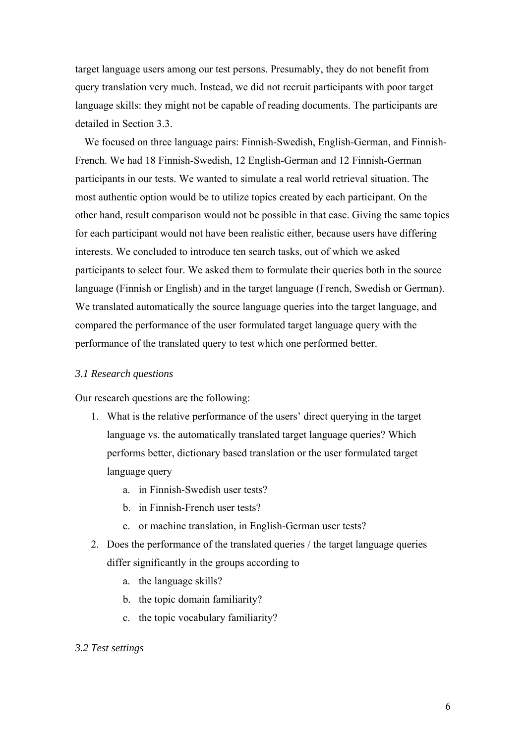target language users among our test persons. Presumably, they do not benefit from query translation very much. Instead, we did not recruit participants with poor target language skills: they might not be capable of reading documents. The participants are detailed in Section 3.3.

We focused on three language pairs: Finnish-Swedish, English-German, and Finnish-French. We had 18 Finnish-Swedish, 12 English-German and 12 Finnish-German participants in our tests. We wanted to simulate a real world retrieval situation. The most authentic option would be to utilize topics created by each participant. On the other hand, result comparison would not be possible in that case. Giving the same topics for each participant would not have been realistic either, because users have differing interests. We concluded to introduce ten search tasks, out of which we asked participants to select four. We asked them to formulate their queries both in the source language (Finnish or English) and in the target language (French, Swedish or German). We translated automatically the source language queries into the target language, and compared the performance of the user formulated target language query with the performance of the translated query to test which one performed better.

### *3.1 Research questions*

Our research questions are the following:

1. What is the relative performance of the users' direct querying in the target language vs. the automatically translated target language queries? Which performs better, dictionary based translation or the user formulated target language query
    a. in Finnish-Swedish user tests?
    b. in Finnish-French user tests?
    c. or machine translation, in English-German user tests?
2. Does the performance of the translated queries / the target language queries differ significantly in the groups according to
    a. the language skills?
    b. the topic domain familiarity?
    c. the topic vocabulary familiarity?

### *3.2 Test settings*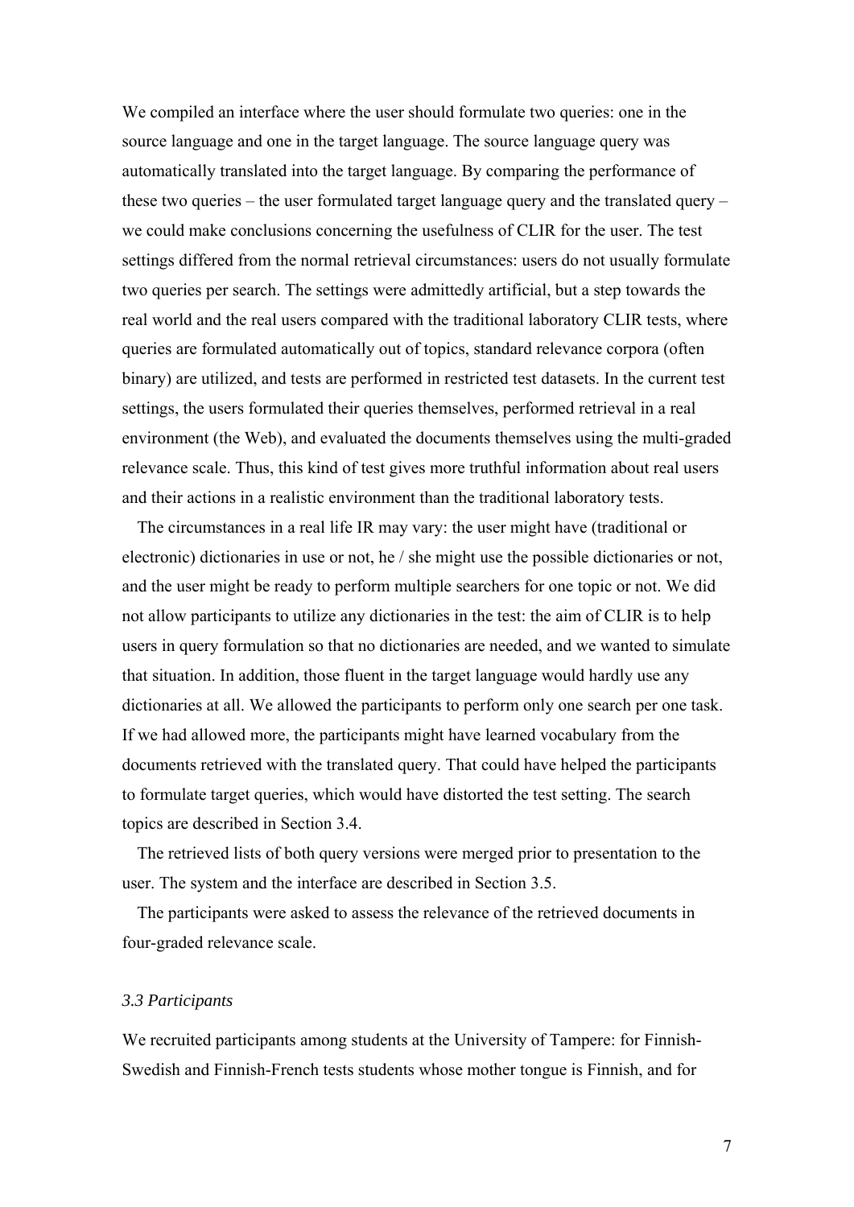We compiled an interface where the user should formulate two queries: one in the source language and one in the target language. The source language query was automatically translated into the target language. By comparing the performance of these two queries – the user formulated target language query and the translated query – we could make conclusions concerning the usefulness of CLIR for the user. The test settings differed from the normal retrieval circumstances: users do not usually formulate two queries per search. The settings were admittedly artificial, but a step towards the real world and the real users compared with the traditional laboratory CLIR tests, where queries are formulated automatically out of topics, standard relevance corpora (often binary) are utilized, and tests are performed in restricted test datasets. In the current test settings, the users formulated their queries themselves, performed retrieval in a real environment (the Web), and evaluated the documents themselves using the multi-graded relevance scale. Thus, this kind of test gives more truthful information about real users and their actions in a realistic environment than the traditional laboratory tests.

The circumstances in a real life IR may vary: the user might have (traditional or electronic) dictionaries in use or not, he / she might use the possible dictionaries or not, and the user might be ready to perform multiple searchers for one topic or not. We did not allow participants to utilize any dictionaries in the test: the aim of CLIR is to help users in query formulation so that no dictionaries are needed, and we wanted to simulate that situation. In addition, those fluent in the target language would hardly use any dictionaries at all. We allowed the participants to perform only one search per one task. If we had allowed more, the participants might have learned vocabulary from the documents retrieved with the translated query. That could have helped the participants to formulate target queries, which would have distorted the test setting. The search topics are described in Section 3.4.

The retrieved lists of both query versions were merged prior to presentation to the user. The system and the interface are described in Section 3.5.

The participants were asked to assess the relevance of the retrieved documents in four-graded relevance scale.

### *3.3 Participants*

We recruited participants among students at the University of Tampere: for Finnish-Swedish and Finnish-French tests students whose mother tongue is Finnish, and for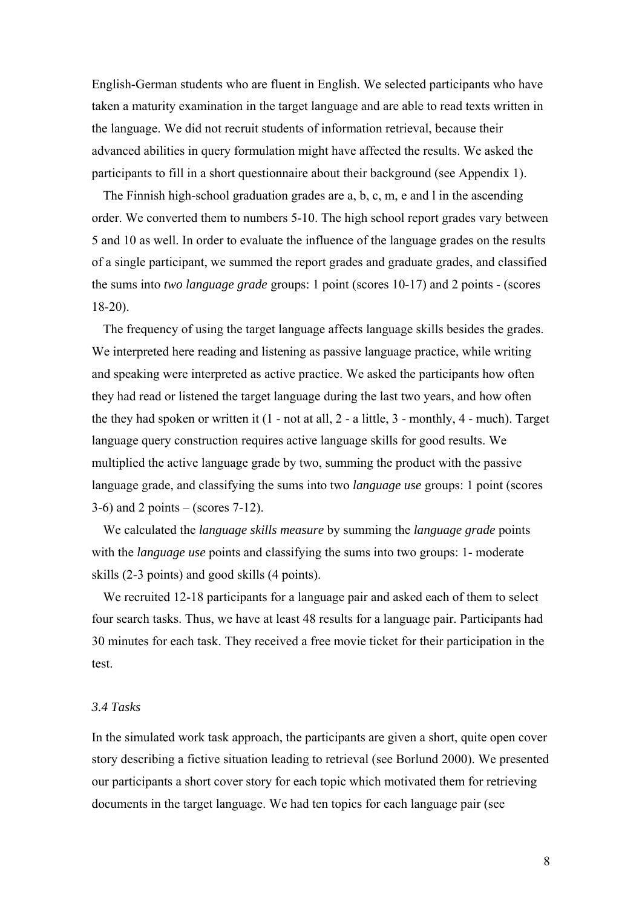English-German students who are fluent in English. We selected participants who have taken a maturity examination in the target language and are able to read texts written in the language. We did not recruit students of information retrieval, because their advanced abilities in query formulation might have affected the results. We asked the participants to fill in a short questionnaire about their background (see Appendix 1).

The Finnish high-school graduation grades are a, b, c, m, e and l in the ascending order. We converted them to numbers 5-10. The high school report grades vary between 5 and 10 as well. In order to evaluate the influence of the language grades on the results of a single participant, we summed the report grades and graduate grades, and classified the sums into *two language grade* groups: 1 point (scores 10-17) and 2 points - (scores 18-20).

The frequency of using the target language affects language skills besides the grades. We interpreted here reading and listening as passive language practice, while writing and speaking were interpreted as active practice. We asked the participants how often they had read or listened the target language during the last two years, and how often the they had spoken or written it (1 - not at all, 2 - a little, 3 - monthly, 4 - much). Target language query construction requires active language skills for good results. We multiplied the active language grade by two, summing the product with the passive language grade, and classifying the sums into two *language use* groups: 1 point (scores 3-6) and 2 points – (scores 7-12).

We calculated the *language skills measure* by summing the *language grade* points with the *language use* points and classifying the sums into two groups: 1- moderate skills (2-3 points) and good skills (4 points).

We recruited 12-18 participants for a language pair and asked each of them to select four search tasks. Thus, we have at least 48 results for a language pair. Participants had 30 minutes for each task. They received a free movie ticket for their participation in the test.

### *3.4 Tasks*

In the simulated work task approach, the participants are given a short, quite open cover story describing a fictive situation leading to retrieval (see Borlund 2000). We presented our participants a short cover story for each topic which motivated them for retrieving documents in the target language. We had ten topics for each language pair (see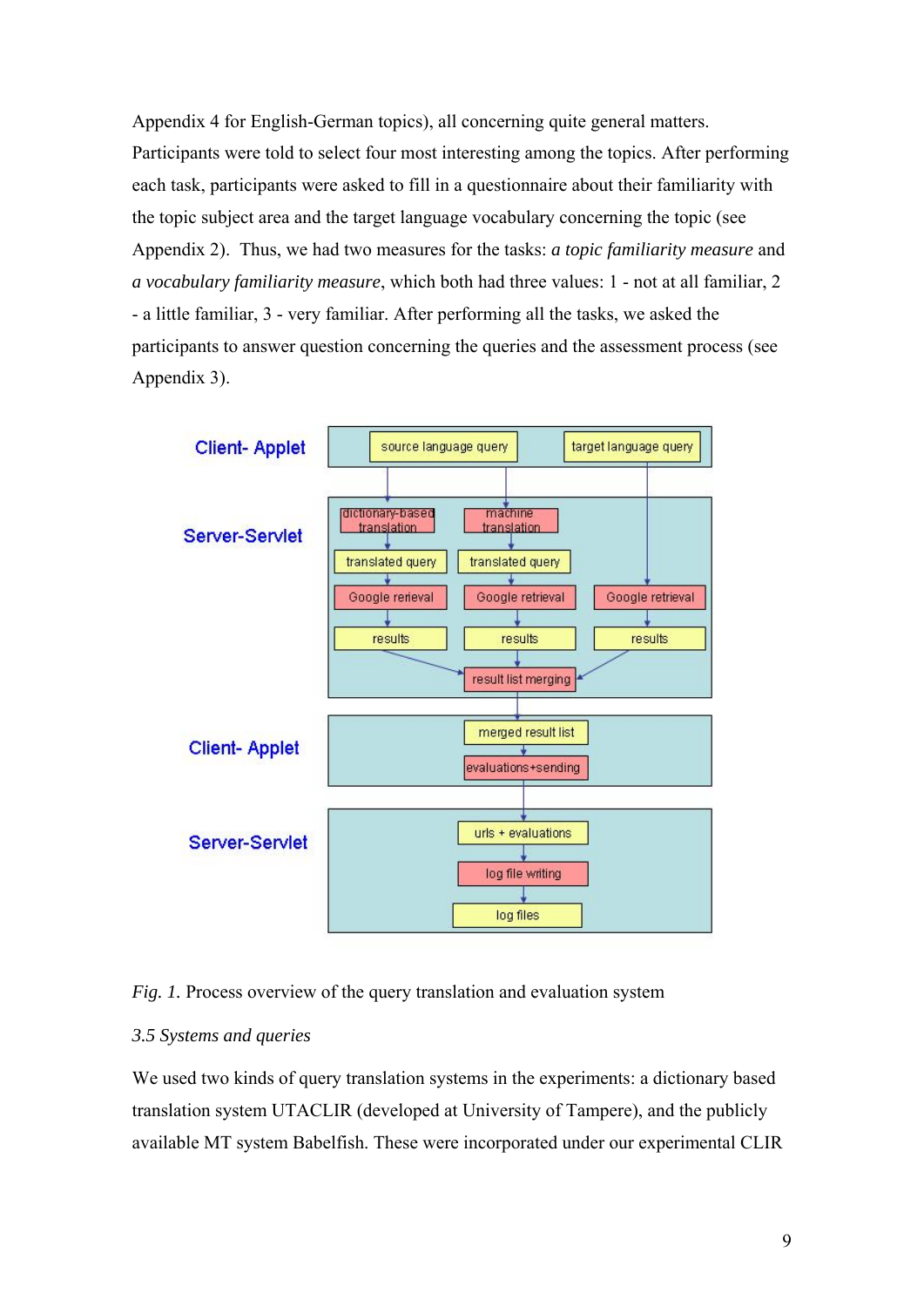Appendix 4 for English-German topics), all concerning quite general matters. Participants were told to select four most interesting among the topics. After performing each task, participants were asked to fill in a questionnaire about their familiarity with the topic subject area and the target language vocabulary concerning the topic (see Appendix 2). Thus, we had two measures for the tasks: *a topic familiarity measure* and *a vocabulary familiarity measure*, which both had three values: 1 - not at all familiar, 2 - a little familiar, 3 - very familiar. After performing all the tasks, we asked the participants to answer question concerning the queries and the assessment process (see Appendix 3).

*Fig. 1.* Process overview of the query translation and evaluation system

*3.5 Systems and queries*

We used two kinds of query translation systems in the experiments: a dictionary based translation system UTACLIR (developed at University of Tampere), and the publicly available MT system Babelfish. These were incorporated under our experimental CLIR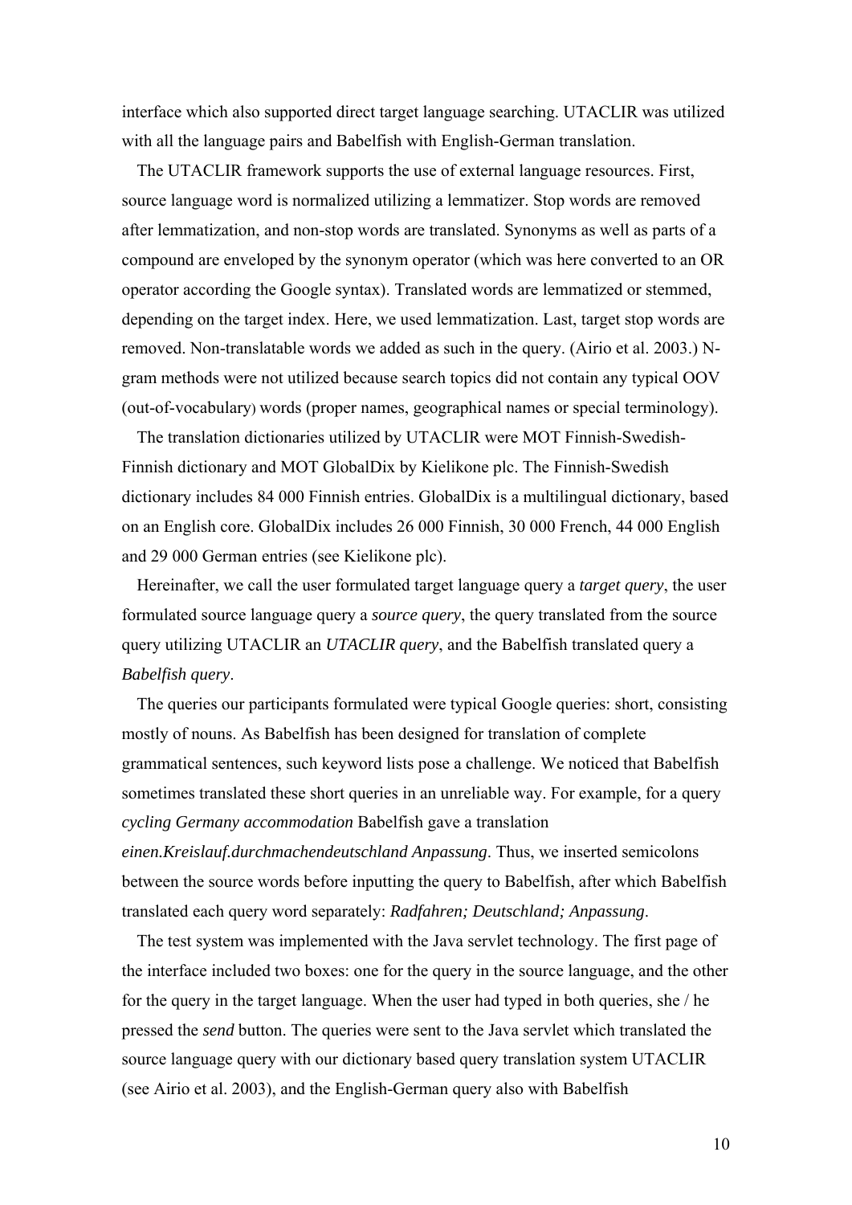interface which also supported direct target language searching. UTACLIR was utilized with all the language pairs and Babelfish with English-German translation.

The UTACLIR framework supports the use of external language resources. First, source language word is normalized utilizing a lemmatizer. Stop words are removed after lemmatization, and non-stop words are translated. Synonyms as well as parts of a compound are enveloped by the synonym operator (which was here converted to an OR operator according the Google syntax). Translated words are lemmatized or stemmed, depending on the target index. Here, we used lemmatization. Last, target stop words are removed. Non-translatable words we added as such in the query. (Airio et al. 2003.) N-gram methods were not utilized because search topics did not contain any typical OOV (out-of-vocabulary) words (proper names, geographical names or special terminology).

The translation dictionaries utilized by UTACLIR were MOT Finnish-Swedish-Finnish dictionary and MOT GlobalDix by Kielikone plc. The Finnish-Swedish dictionary includes 84 000 Finnish entries. GlobalDix is a multilingual dictionary, based on an English core. GlobalDix includes 26 000 Finnish, 30 000 French, 44 000 English and 29 000 German entries (see Kielikone plc).

Hereinafter, we call the user formulated target language query a *target query*, the user formulated source language query a *source query*, the query translated from the source query utilizing UTACLIR an *UTACLIR query*, and the Babelfish translated query a *Babelfish query*.

The queries our participants formulated were typical Google queries: short, consisting mostly of nouns. As Babelfish has been designed for translation of complete grammatical sentences, such keyword lists pose a challenge. We noticed that Babelfish sometimes translated these short queries in an unreliable way. For example, for a query *cycling Germany accommodation* Babelfish gave a translation *einen.Kreislauf.durchmachendeutschland Anpassung*. Thus, we inserted semicolons between the source words before inputting the query to Babelfish, after which Babelfish translated each query word separately: *Radfahren; Deutschland; Anpassung*.

The test system was implemented with the Java servlet technology. The first page of the interface included two boxes: one for the query in the source language, and the other for the query in the target language. When the user had typed in both queries, she / he pressed the *send* button. The queries were sent to the Java servlet which translated the source language query with our dictionary based query translation system UTACLIR (see Airio et al. 2003), and the English-German query also with Babelfish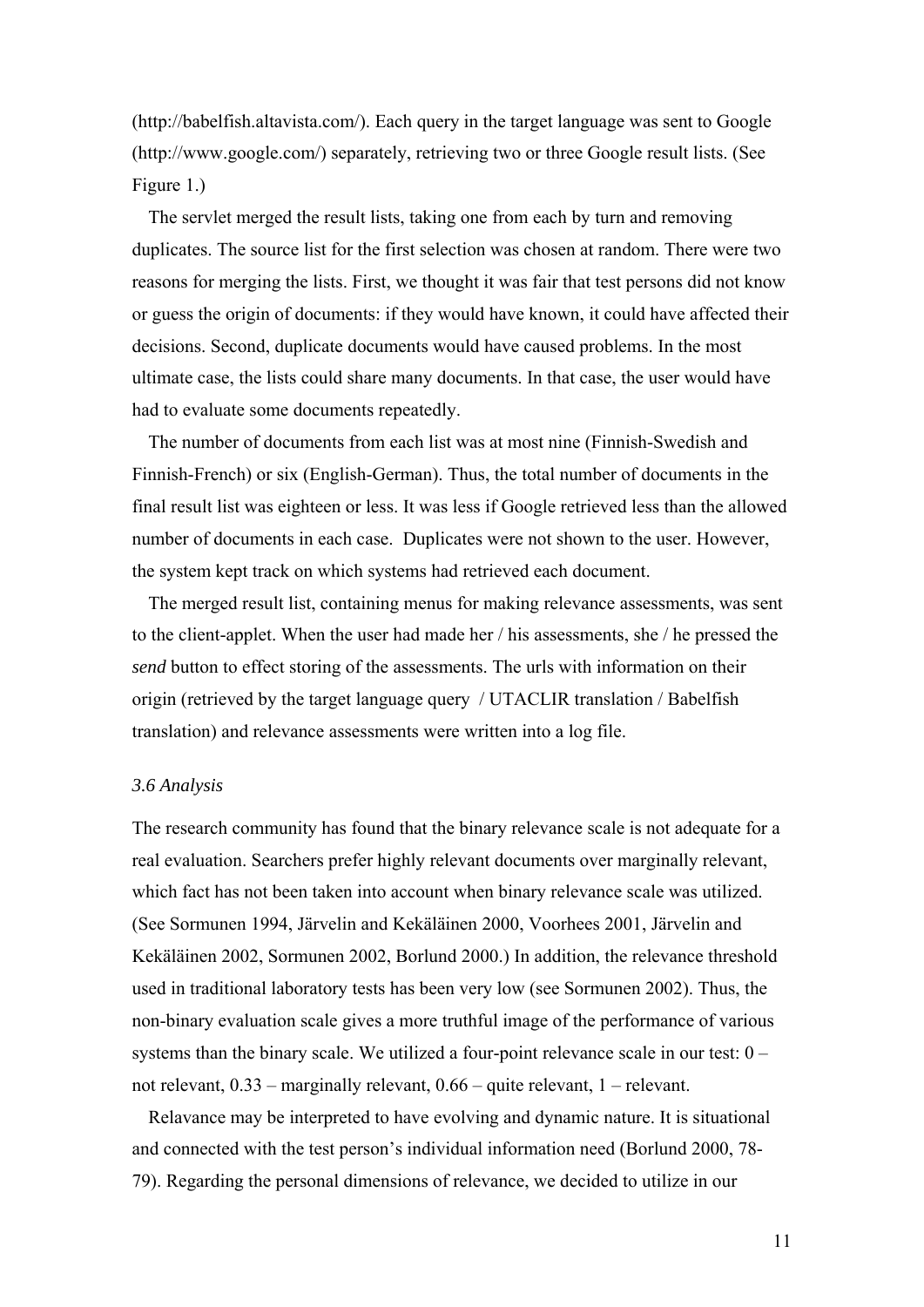(http://babelfish.altavista.com/). Each query in the target language was sent to Google (http://www.google.com/) separately, retrieving two or three Google result lists. (See Figure 1.)

The servlet merged the result lists, taking one from each by turn and removing duplicates. The source list for the first selection was chosen at random. There were two reasons for merging the lists. First, we thought it was fair that test persons did not know or guess the origin of documents: if they would have known, it could have affected their decisions. Second, duplicate documents would have caused problems. In the most ultimate case, the lists could share many documents. In that case, the user would have had to evaluate some documents repeatedly.

The number of documents from each list was at most nine (Finnish-Swedish and Finnish-French) or six (English-German). Thus, the total number of documents in the final result list was eighteen or less. It was less if Google retrieved less than the allowed number of documents in each case. Duplicates were not shown to the user. However, the system kept track on which systems had retrieved each document.

The merged result list, containing menus for making relevance assessments, was sent to the client-applet. When the user had made her / his assessments, she / he pressed the *send* button to effect storing of the assessments. The urls with information on their origin (retrieved by the target language query / UTACLIR translation / Babelfish translation) and relevance assessments were written into a log file.

### *3.6 Analysis*

The research community has found that the binary relevance scale is not adequate for a real evaluation. Searchers prefer highly relevant documents over marginally relevant, which fact has not been taken into account when binary relevance scale was utilized. (See Sormunen 1994, Järvelin and Kekäläinen 2000, Voorhees 2001, Järvelin and Kekäläinen 2002, Sormunen 2002, Borlund 2000.) In addition, the relevance threshold used in traditional laboratory tests has been very low (see Sormunen 2002). Thus, the non-binary evaluation scale gives a more truthful image of the performance of various systems than the binary scale. We utilized a four-point relevance scale in our test: 0 – not relevant, 0.33 – marginally relevant, 0.66 – quite relevant, 1 – relevant.

Relavance may be interpreted to have evolving and dynamic nature. It is situational and connected with the test person's individual information need (Borlund 2000, 78-79). Regarding the personal dimensions of relevance, we decided to utilize in our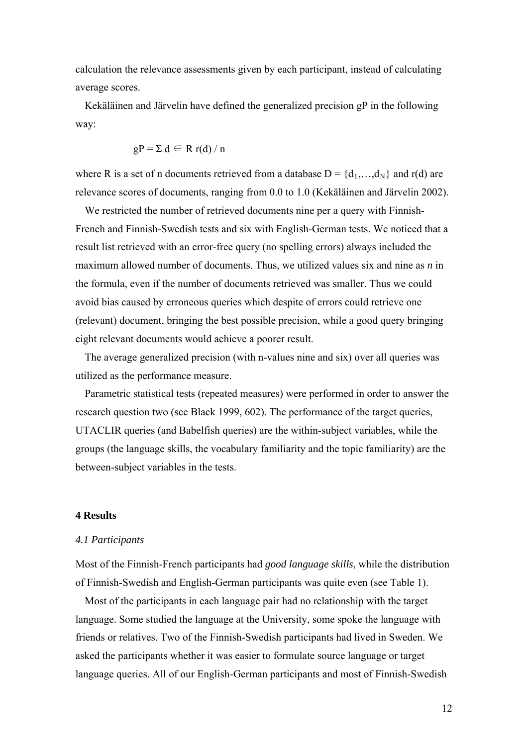calculation the relevance assessments given by each participant, instead of calculating average scores.

Kekäläinen and Järvelin have defined the generalized precision gP in the following way:

$$gP = \Sigma_{d \in R}\, r(d) / n$$

where R is a set of n documents retrieved from a database $D = \{d_1,\ldots,d_N\}$ and r(d) are relevance scores of documents, ranging from 0.0 to 1.0 (Kekäläinen and Järvelin 2002).

We restricted the number of retrieved documents nine per a query with Finnish-French and Finnish-Swedish tests and six with English-German tests. We noticed that a result list retrieved with an error-free query (no spelling errors) always included the maximum allowed number of documents. Thus, we utilized values six and nine as *n* in the formula, even if the number of documents retrieved was smaller. Thus we could avoid bias caused by erroneous queries which despite of errors could retrieve one (relevant) document, bringing the best possible precision, while a good query bringing eight relevant documents would achieve a poorer result.

The average generalized precision (with n-values nine and six) over all queries was utilized as the performance measure.

Parametric statistical tests (repeated measures) were performed in order to answer the research question two (see Black 1999, 602). The performance of the target queries, UTACLIR queries (and Babelfish queries) are the within-subject variables, while the groups (the language skills, the vocabulary familiarity and the topic familiarity) are the between-subject variables in the tests.

## 4 Results

### *4.1 Participants*

Most of the Finnish-French participants had *good language skills*, while the distribution of Finnish-Swedish and English-German participants was quite even (see Table 1).

Most of the participants in each language pair had no relationship with the target language. Some studied the language at the University, some spoke the language with friends or relatives. Two of the Finnish-Swedish participants had lived in Sweden. We asked the participants whether it was easier to formulate source language or target language queries. All of our English-German participants and most of Finnish-Swedish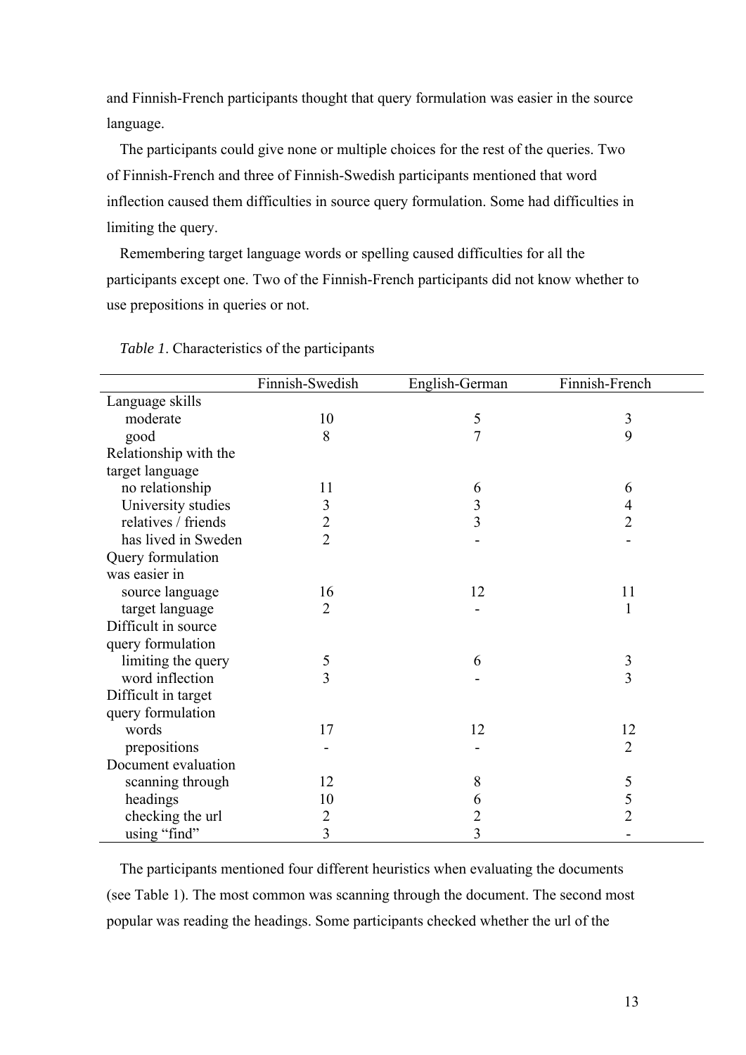and Finnish-French participants thought that query formulation was easier in the source language.

The participants could give none or multiple choices for the rest of the queries. Two of Finnish-French and three of Finnish-Swedish participants mentioned that word inflection caused them difficulties in source query formulation. Some had difficulties in limiting the query.

Remembering target language words or spelling caused difficulties for all the participants except one. Two of the Finnish-French participants did not know whether to use prepositions in queries or not.

*Table 1*. Characteristics of the participants

| | Finnish-Swedish | English-German | Finnish-French |
|---|---|---|---|
| Language skills | | | |
| moderate | 10 | 5 | 3 |
| good | 8 | 7 | 9 |
| Relationship with the target language | | | |
| no relationship | 11 | 6 | 6 |
| University studies | 3 | 3 | 4 |
| relatives / friends | 2 | 3 | 2 |
| has lived in Sweden | 2 | - | - |
| Query formulation was easier in | | | |
| source language | 16 | 12 | 11 |
| target language | 2 | - | 1 |
| Difficult in source query formulation | | | |
| limiting the query | 5 | 6 | 3 |
| word inflection | 3 | - | 3 |
| Difficult in target query formulation | | | |
| words | 17 | 12 | 12 |
| prepositions | - | - | 2 |
| Document evaluation | | | |
| scanning through | 12 | 8 | 5 |
| headings | 10 | 6 | 5 |
| checking the url | 2 | 2 | 2 |
| using "find" | 3 | 3 | - |

The participants mentioned four different heuristics when evaluating the documents (see Table 1). The most common was scanning through the document. The second most popular was reading the headings. Some participants checked whether the url of the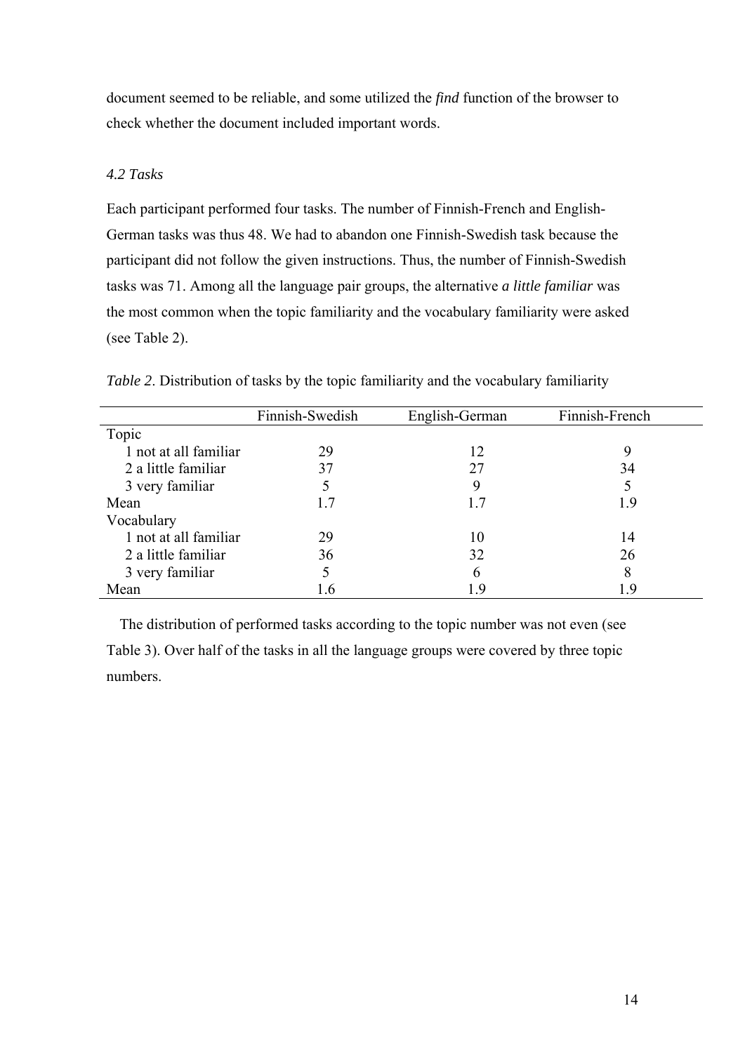document seemed to be reliable, and some utilized the *find* function of the browser to check whether the document included important words.

### *4.2 Tasks*

Each participant performed four tasks. The number of Finnish-French and English-German tasks was thus 48. We had to abandon one Finnish-Swedish task because the participant did not follow the given instructions. Thus, the number of Finnish-Swedish tasks was 71. Among all the language pair groups, the alternative ***a little familiar*** was the most common when the topic familiarity and the vocabulary familiarity were asked (see Table 2).

*Table 2*. Distribution of tasks by the topic familiarity and the vocabulary familiarity

| | Finnish-Swedish | English-German | Finnish-French |
|---|---|---|---|
| Topic | | | |
| 1 not at all familiar | 29 | 12 | 9 |
| 2 a little familiar | 37 | 27 | 34 |
| 3 very familiar | 5 | 9 | 5 |
| Mean | 1.7 | 1.7 | 1.9 |
| Vocabulary | | | |
| 1 not at all familiar | 29 | 10 | 14 |
| 2 a little familiar | 36 | 32 | 26 |
| 3 very familiar | 5 | 6 | 8 |
| Mean | 1.6 | 1.9 | 1.9 |

The distribution of performed tasks according to the topic number was not even (see Table 3). Over half of the tasks in all the language groups were covered by three topic numbers.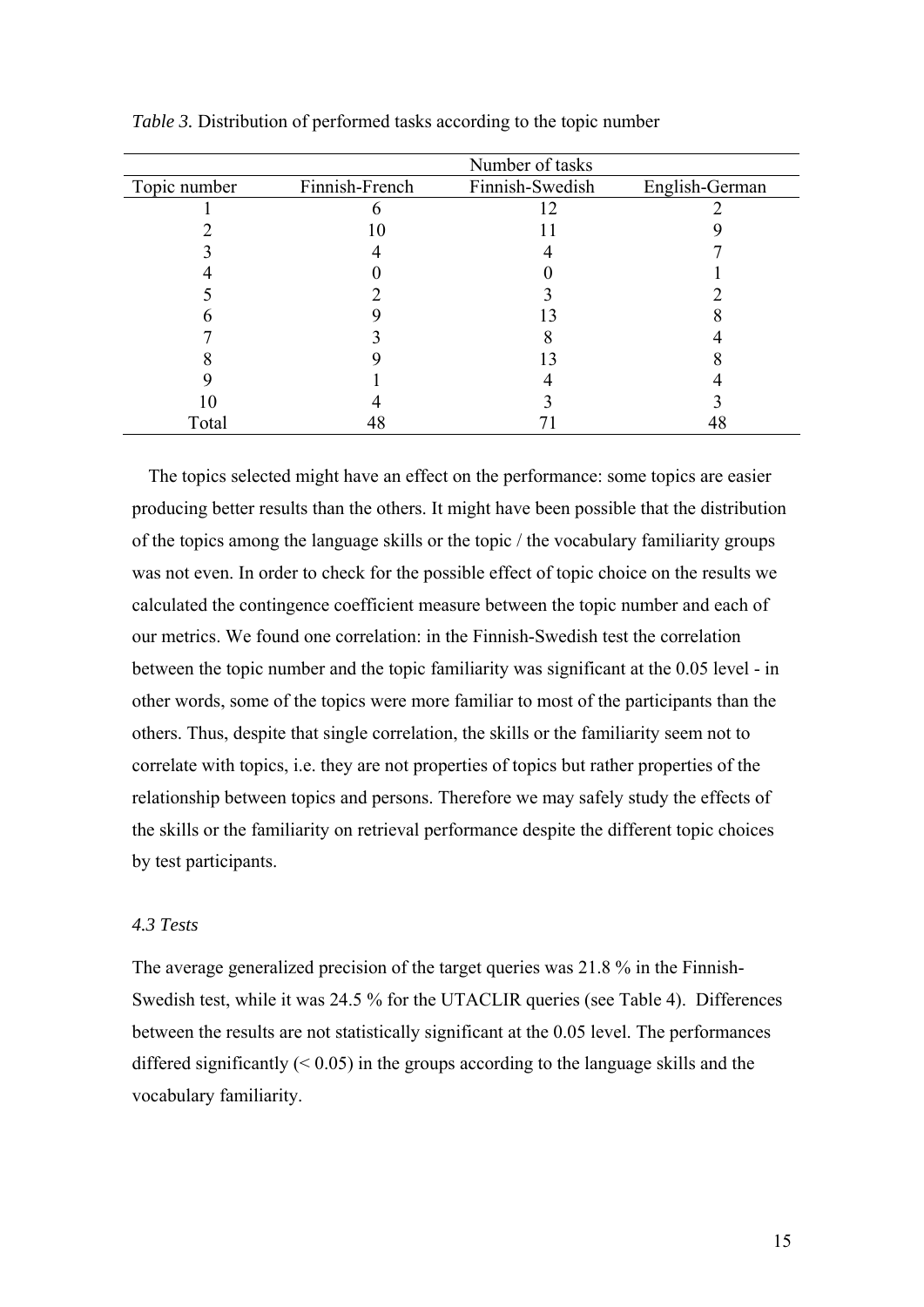*Table 3.* Distribution of performed tasks according to the topic number

| | Number of tasks | | |
|---|---|---|---|
| Topic number | Finnish-French | Finnish-Swedish | English-German |
| 1 | 6 | 12 | 2 |
| 2 | 10 | 11 | 9 |
| 3 | 4 | 4 | 7 |
| 4 | 0 | 0 | 1 |
| 5 | 2 | 3 | 2 |
| 6 | 9 | 13 | 8 |
| 7 | 3 | 8 | 4 |
| 8 | 9 | 13 | 8 |
| 9 | 1 | 4 | 4 |
| 10 | 4 | 3 | 3 |
| Total | 48 | 71 | 48 |

The topics selected might have an effect on the performance: some topics are easier producing better results than the others. It might have been possible that the distribution of the topics among the language skills or the topic / the vocabulary familiarity groups was not even. In order to check for the possible effect of topic choice on the results we calculated the contingence coefficient measure between the topic number and each of our metrics. We found one correlation: in the Finnish-Swedish test the correlation between the topic number and the topic familiarity was significant at the 0.05 level - in other words, some of the topics were more familiar to most of the participants than the others. Thus, despite that single correlation, the skills or the familiarity seem not to correlate with topics, i.e. they are not properties of topics but rather properties of the relationship between topics and persons. Therefore we may safely study the effects of the skills or the familiarity on retrieval performance despite the different topic choices by test participants.

### *4.3 Tests*

The average generalized precision of the target queries was 21.8 % in the Finnish-Swedish test, while it was 24.5 % for the UTACLIR queries (see Table 4). Differences between the results are not statistically significant at the 0.05 level. The performances differed significantly ($< 0.05$) in the groups according to the language skills and the vocabulary familiarity.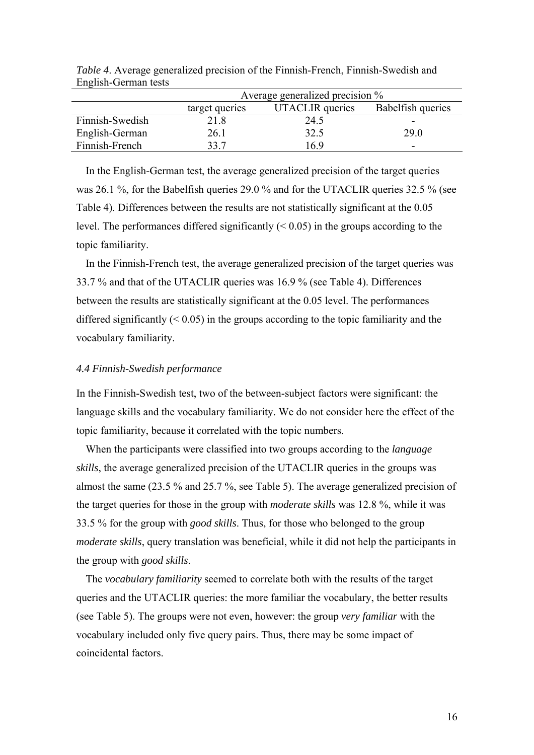*Table 4*. Average generalized precision of the Finnish-French, Finnish-Swedish and English-German tests

| | Average generalized precision % | | |
|---|---|---|---|
| | target queries | UTACLIR queries | Babelfish queries |
| Finnish-Swedish | 21.8 | 24.5 | - |
| English-German | 26.1 | 32.5 | 29.0 |
| Finnish-French | 33.7 | 16.9 | - |

In the English-German test, the average generalized precision of the target queries was 26.1 %, for the Babelfish queries 29.0 % and for the UTACLIR queries 32.5 % (see Table 4). Differences between the results are not statistically significant at the 0.05 level. The performances differed significantly (< 0.05) in the groups according to the topic familiarity.

In the Finnish-French test, the average generalized precision of the target queries was 33.7 % and that of the UTACLIR queries was 16.9 % (see Table 4). Differences between the results are statistically significant at the 0.05 level. The performances differed significantly (< 0.05) in the groups according to the topic familiarity and the vocabulary familiarity.

### *4.4 Finnish-Swedish performance*

In the Finnish-Swedish test, two of the between-subject factors were significant: the language skills and the vocabulary familiarity. We do not consider here the effect of the topic familiarity, because it correlated with the topic numbers.

When the participants were classified into two groups according to the *language skills*, the average generalized precision of the UTACLIR queries in the groups was almost the same (23.5 % and 25.7 %, see Table 5). The average generalized precision of the target queries for those in the group with *moderate skills* was 12.8 %, while it was 33.5 % for the group with *good skills*. Thus, for those who belonged to the group *moderate skills*, query translation was beneficial, while it did not help the participants in the group with *good skills*.

The *vocabulary familiarity* seemed to correlate both with the results of the target queries and the UTACLIR queries: the more familiar the vocabulary, the better results (see Table 5). The groups were not even, however: the group *very familiar* with the vocabulary included only five query pairs. Thus, there may be some impact of coincidental factors.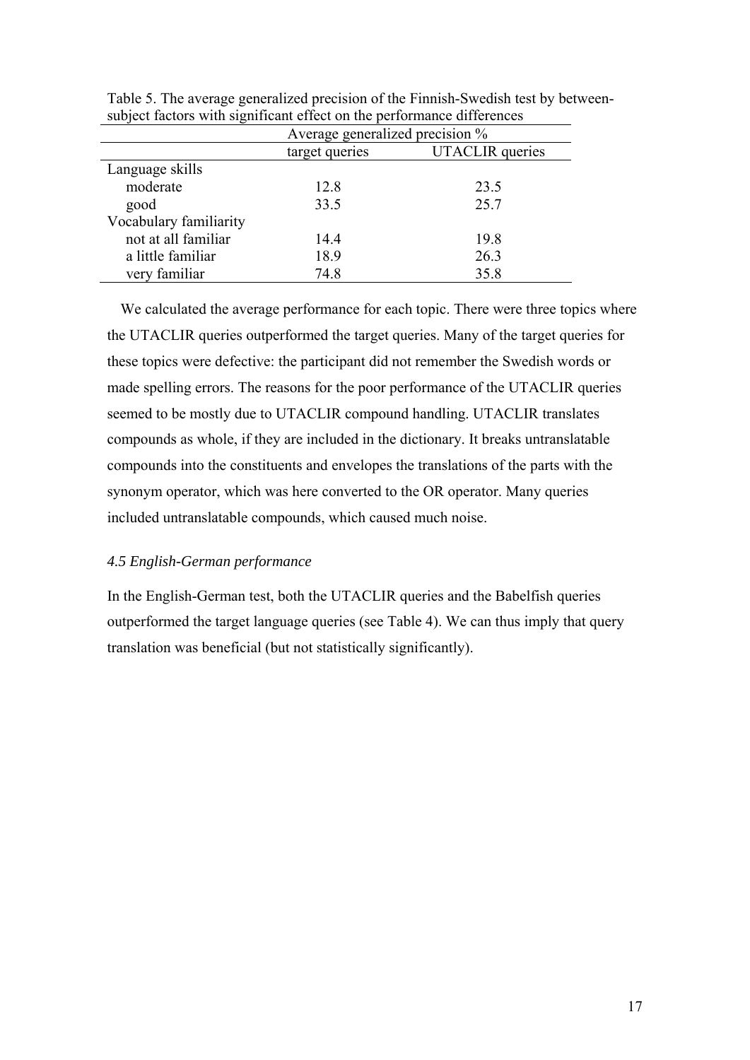Table 5. The average generalized precision of the Finnish-Swedish test by between-subject factors with significant effect on the performance differences

| | Average generalized precision % | |
|---|---|---|
| | target queries | UTACLIR queries |
| Language skills | | |
| moderate | 12.8 | 23.5 |
| good | 33.5 | 25.7 |
| Vocabulary familiarity | | |
| not at all familiar | 14.4 | 19.8 |
| a little familiar | 18.9 | 26.3 |
| very familiar | 74.8 | 35.8 |

We calculated the average performance for each topic. There were three topics where the UTACLIR queries outperformed the target queries. Many of the target queries for these topics were defective: the participant did not remember the Swedish words or made spelling errors. The reasons for the poor performance of the UTACLIR queries seemed to be mostly due to UTACLIR compound handling. UTACLIR translates compounds as whole, if they are included in the dictionary. It breaks untranslatable compounds into the constituents and envelopes the translations of the parts with the synonym operator, which was here converted to the OR operator. Many queries included untranslatable compounds, which caused much noise.

### *4.5 English-German performance*

In the English-German test, both the UTACLIR queries and the Babelfish queries outperformed the target language queries (see Table 4). We can thus imply that query translation was beneficial (but not statistically significantly).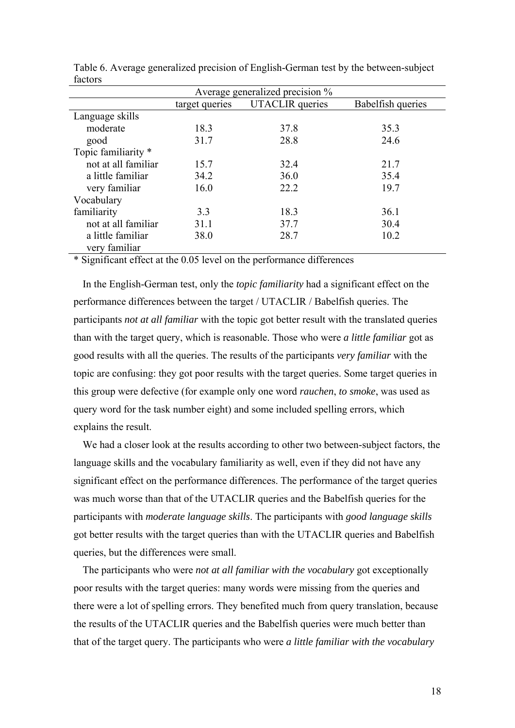Table 6. Average generalized precision of English-German test by the between-subject factors

| | Average generalized precision % | | |
|---|---|---|---|
| | target queries | UTACLIR queries | Babelfish queries |
| Language skills | | | |
| moderate | 18.3 | 37.8 | 35.3 |
| good | 31.7 | 28.8 | 24.6 |
| Topic familiarity * | | | |
| not at all familiar | 15.7 | 32.4 | 21.7 |
| a little familiar | 34.2 | 36.0 | 35.4 |
| very familiar | 16.0 | 22.2 | 19.7 |
| Vocabulary familiarity | | | |
| not at all familiar | 3.3 | 18.3 | 36.1 |
| a little familiar | 31.1 | 37.7 | 30.4 |
| very familiar | 38.0 | 28.7 | 10.2 |

\* Significant effect at the 0.05 level on the performance differences

In the English-German test, only the *topic familiarity* had a significant effect on the performance differences between the target / UTACLIR / Babelfish queries. The participants *not at all familiar* with the topic got better result with the translated queries than with the target query, which is reasonable. Those who were *a little familiar* got as good results with all the queries. The results of the participants *very familiar* with the topic are confusing: they got poor results with the target queries. Some target queries in this group were defective (for example only one word *rauchen*, *to smoke*, was used as query word for the task number eight) and some included spelling errors, which explains the result.

We had a closer look at the results according to other two between-subject factors, the language skills and the vocabulary familiarity as well, even if they did not have any significant effect on the performance differences. The performance of the target queries was much worse than that of the UTACLIR queries and the Babelfish queries for the participants with *moderate language skills*. The participants with *good language skills* got better results with the target queries than with the UTACLIR queries and Babelfish queries, but the differences were small.

The participants who were *not at all familiar with the vocabulary* got exceptionally poor results with the target queries: many words were missing from the queries and there were a lot of spelling errors. They benefited much from query translation, because the results of the UTACLIR queries and the Babelfish queries were much better than that of the target query. The participants who were *a little familiar with the vocabulary*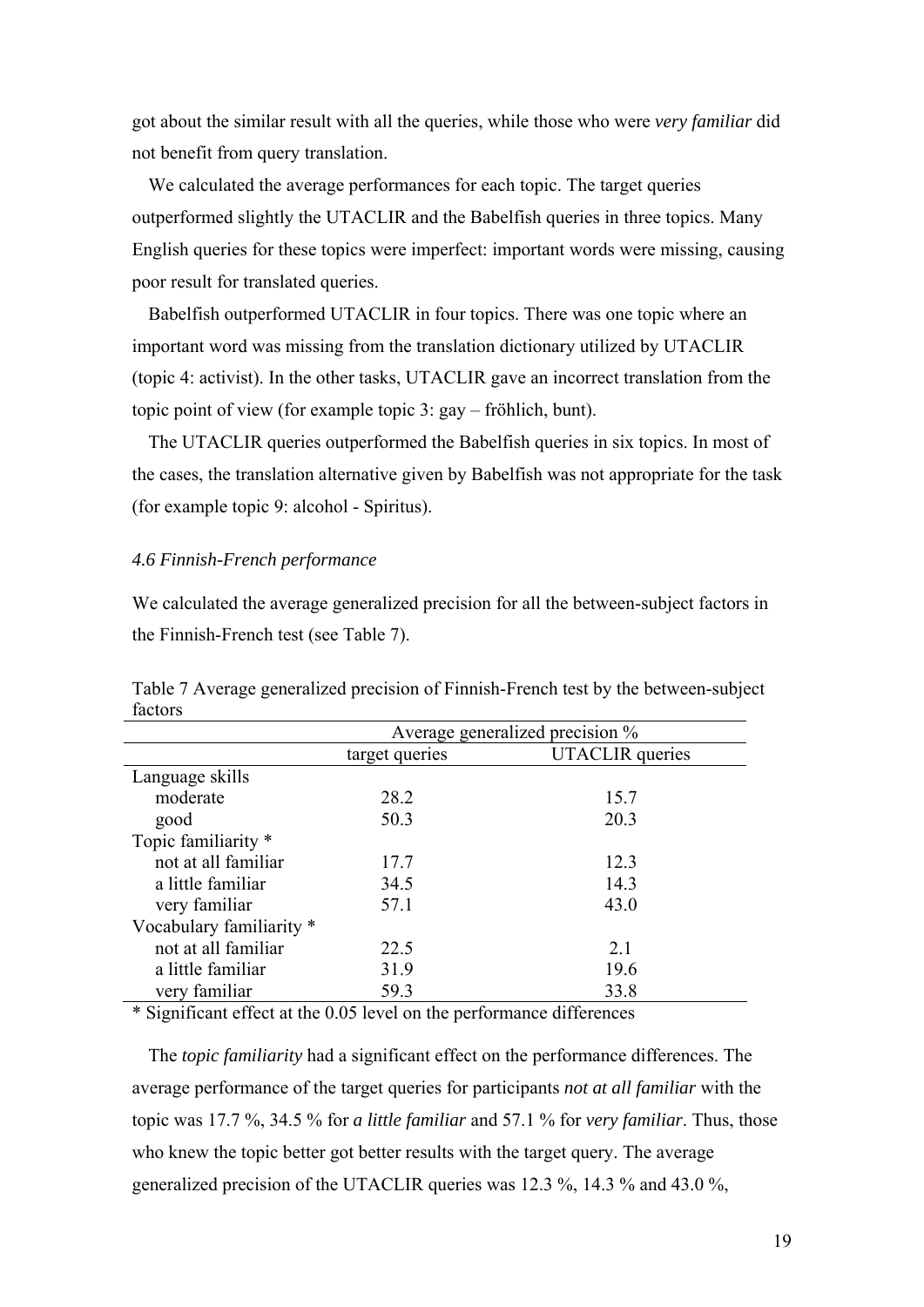got about the similar result with all the queries, while those who were *very familiar* did not benefit from query translation.

We calculated the average performances for each topic. The target queries outperformed slightly the UTACLIR and the Babelfish queries in three topics. Many English queries for these topics were imperfect: important words were missing, causing poor result for translated queries.

Babelfish outperformed UTACLIR in four topics. There was one topic where an important word was missing from the translation dictionary utilized by UTACLIR (topic 4: activist). In the other tasks, UTACLIR gave an incorrect translation from the topic point of view (for example topic 3: gay – fröhlich, bunt).

The UTACLIR queries outperformed the Babelfish queries in six topics. In most of the cases, the translation alternative given by Babelfish was not appropriate for the task (for example topic 9: alcohol - Spiritus).

### *4.6 Finnish-French performance*

We calculated the average generalized precision for all the between-subject factors in the Finnish-French test (see Table 7).

Table 7 Average generalized precision of Finnish-French test by the between-subject factors

| | Average generalized precision % | |
|---|---|---|
| | target queries | UTACLIR queries |
| Language skills | | |
| moderate | 28.2 | 15.7 |
| good | 50.3 | 20.3 |
| Topic familiarity * | | |
| not at all familiar | 17.7 | 12.3 |
| a little familiar | 34.5 | 14.3 |
| very familiar | 57.1 | 43.0 |
| Vocabulary familiarity * | | |
| not at all familiar | 22.5 | 2.1 |
| a little familiar | 31.9 | 19.6 |
| very familiar | 59.3 | 33.8 |

\* Significant effect at the 0.05 level on the performance differences

The *topic familiarity* had a significant effect on the performance differences. The average performance of the target queries for participants *not at all familiar* with the topic was 17.7 %, 34.5 % for *a little familiar* and 57.1 % for *very familiar*. Thus, those who knew the topic better got better results with the target query. The average generalized precision of the UTACLIR queries was 12.3 %, 14.3 % and 43.0 %,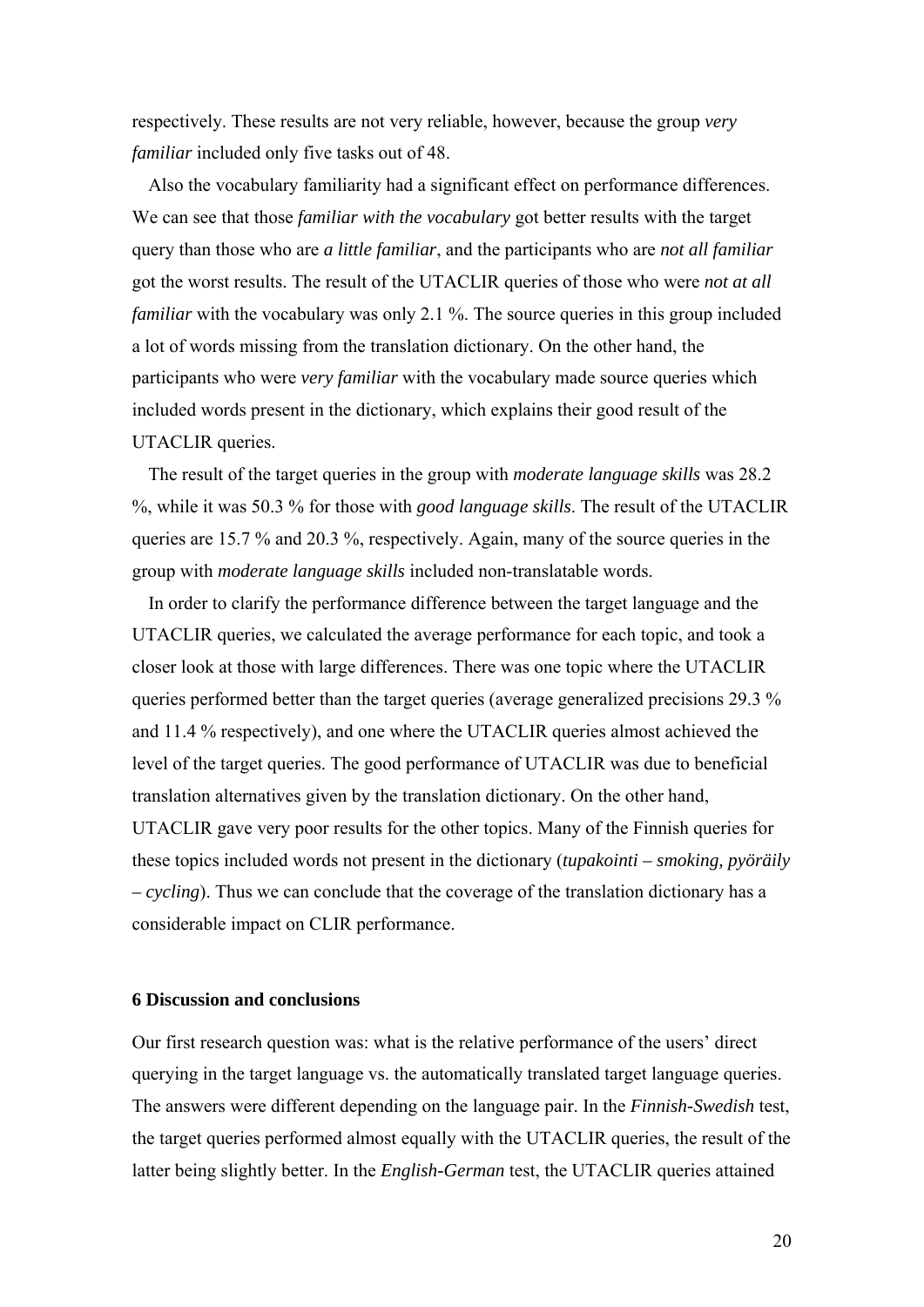respectively. These results are not very reliable, however, because the group *very familiar* included only five tasks out of 48.

Also the vocabulary familiarity had a significant effect on performance differences. We can see that those *familiar with the vocabulary* got better results with the target query than those who are *a little familiar*, and the participants who are *not all familiar* got the worst results. The result of the UTACLIR queries of those who were *not at all familiar* with the vocabulary was only 2.1 %. The source queries in this group included a lot of words missing from the translation dictionary. On the other hand, the participants who were *very familiar* with the vocabulary made source queries which included words present in the dictionary, which explains their good result of the UTACLIR queries.

The result of the target queries in the group with *moderate language skills* was 28.2 %, while it was 50.3 % for those with *good language skills*. The result of the UTACLIR queries are 15.7 % and 20.3 %, respectively. Again, many of the source queries in the group with *moderate language skills* included non-translatable words.

In order to clarify the performance difference between the target language and the UTACLIR queries, we calculated the average performance for each topic, and took a closer look at those with large differences. There was one topic where the UTACLIR queries performed better than the target queries (average generalized precisions 29.3 % and 11.4 % respectively), and one where the UTACLIR queries almost achieved the level of the target queries. The good performance of UTACLIR was due to beneficial translation alternatives given by the translation dictionary. On the other hand, UTACLIR gave very poor results for the other topics. Many of the Finnish queries for these topics included words not present in the dictionary (*tupakointi – smoking, pyöräily – cycling*). Thus we can conclude that the coverage of the translation dictionary has a considerable impact on CLIR performance.

## 6 Discussion and conclusions

Our first research question was: what is the relative performance of the users' direct querying in the target language vs. the automatically translated target language queries. The answers were different depending on the language pair. In the *Finnish-Swedish* test, the target queries performed almost equally with the UTACLIR queries, the result of the latter being slightly better. In the *English-German* test, the UTACLIR queries attained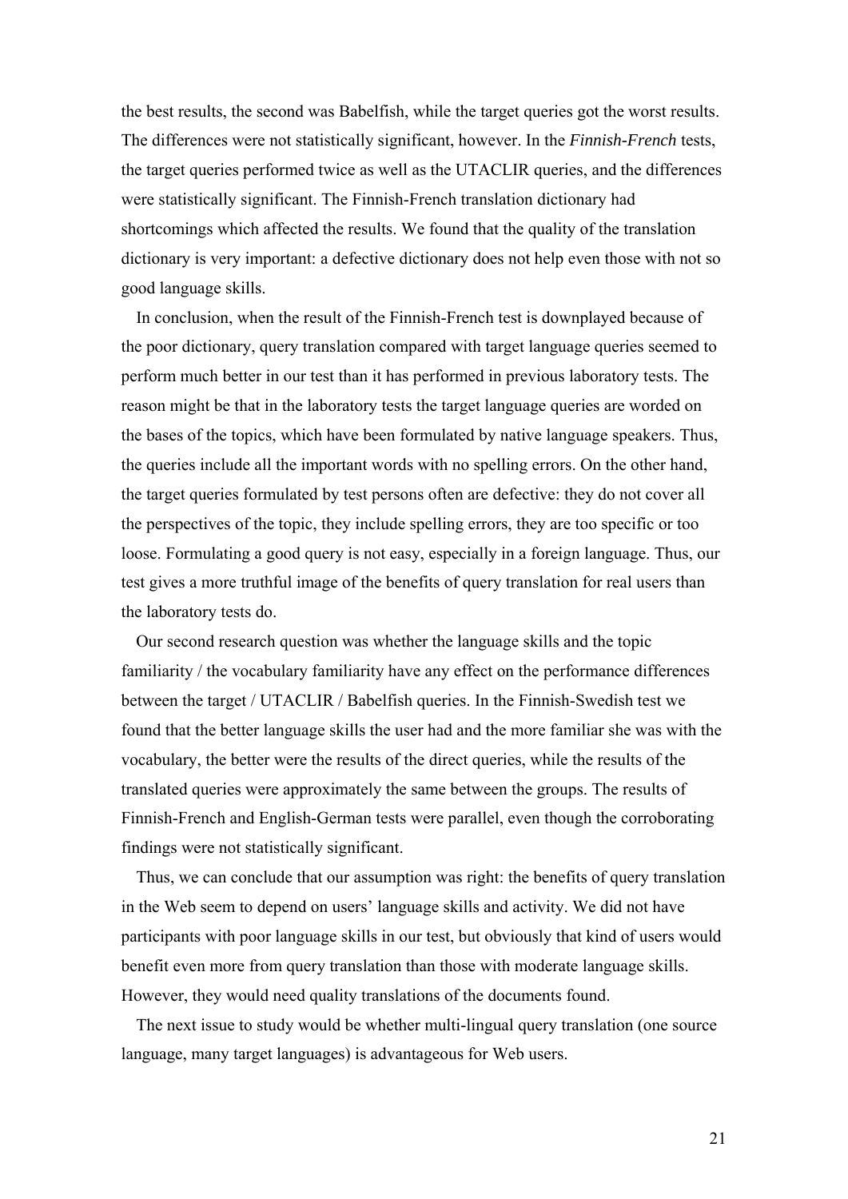the best results, the second was Babelfish, while the target queries got the worst results. The differences were not statistically significant, however. In the *Finnish-French* tests, the target queries performed twice as well as the UTACLIR queries, and the differences were statistically significant. The Finnish-French translation dictionary had shortcomings which affected the results. We found that the quality of the translation dictionary is very important: a defective dictionary does not help even those with not so good language skills.

In conclusion, when the result of the Finnish-French test is downplayed because of the poor dictionary, query translation compared with target language queries seemed to perform much better in our test than it has performed in previous laboratory tests. The reason might be that in the laboratory tests the target language queries are worded on the bases of the topics, which have been formulated by native language speakers. Thus, the queries include all the important words with no spelling errors. On the other hand, the target queries formulated by test persons often are defective: they do not cover all the perspectives of the topic, they include spelling errors, they are too specific or too loose. Formulating a good query is not easy, especially in a foreign language. Thus, our test gives a more truthful image of the benefits of query translation for real users than the laboratory tests do.

Our second research question was whether the language skills and the topic familiarity / the vocabulary familiarity have any effect on the performance differences between the target / UTACLIR / Babelfish queries. In the Finnish-Swedish test we found that the better language skills the user had and the more familiar she was with the vocabulary, the better were the results of the direct queries, while the results of the translated queries were approximately the same between the groups. The results of Finnish-French and English-German tests were parallel, even though the corroborating findings were not statistically significant.

Thus, we can conclude that our assumption was right: the benefits of query translation in the Web seem to depend on users' language skills and activity. We did not have participants with poor language skills in our test, but obviously that kind of users would benefit even more from query translation than those with moderate language skills. However, they would need quality translations of the documents found.

The next issue to study would be whether multi-lingual query translation (one source language, many target languages) is advantageous for Web users.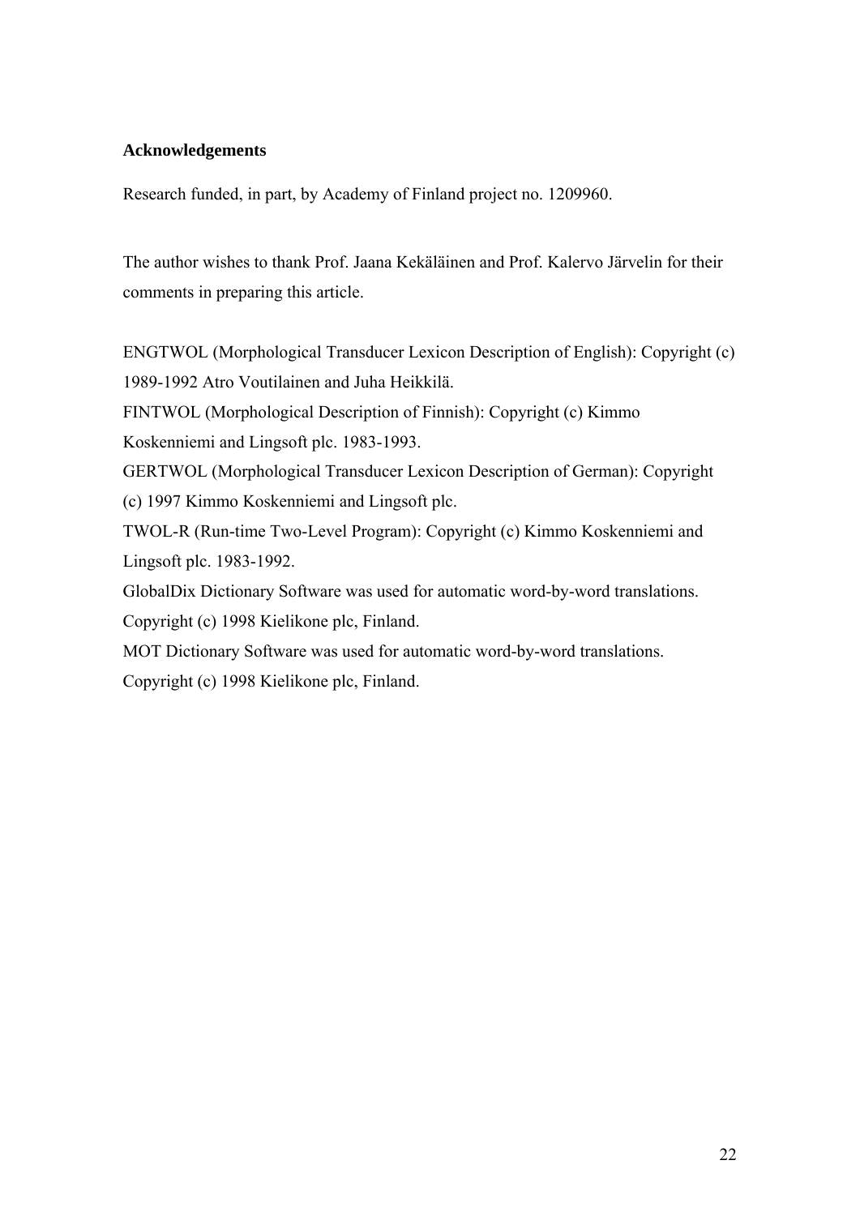**Acknowledgements**

Research funded, in part, by Academy of Finland project no. 1209960.

The author wishes to thank Prof. Jaana Kekäläinen and Prof. Kalervo Järvelin for their comments in preparing this article.

ENGTWOL (Morphological Transducer Lexicon Description of English): Copyright (c) 1989-1992 Atro Voutilainen and Juha Heikkilä.
FINTWOL (Morphological Description of Finnish): Copyright (c) Kimmo Koskenniemi and Lingsoft plc. 1983-1993.
GERTWOL (Morphological Transducer Lexicon Description of German): Copyright (c) 1997 Kimmo Koskenniemi and Lingsoft plc.
TWOL-R (Run-time Two-Level Program): Copyright (c) Kimmo Koskenniemi and Lingsoft plc. 1983-1992.
GlobalDix Dictionary Software was used for automatic word-by-word translations. Copyright (c) 1998 Kielikone plc, Finland.
MOT Dictionary Software was used for automatic word-by-word translations. Copyright (c) 1998 Kielikone plc, Finland.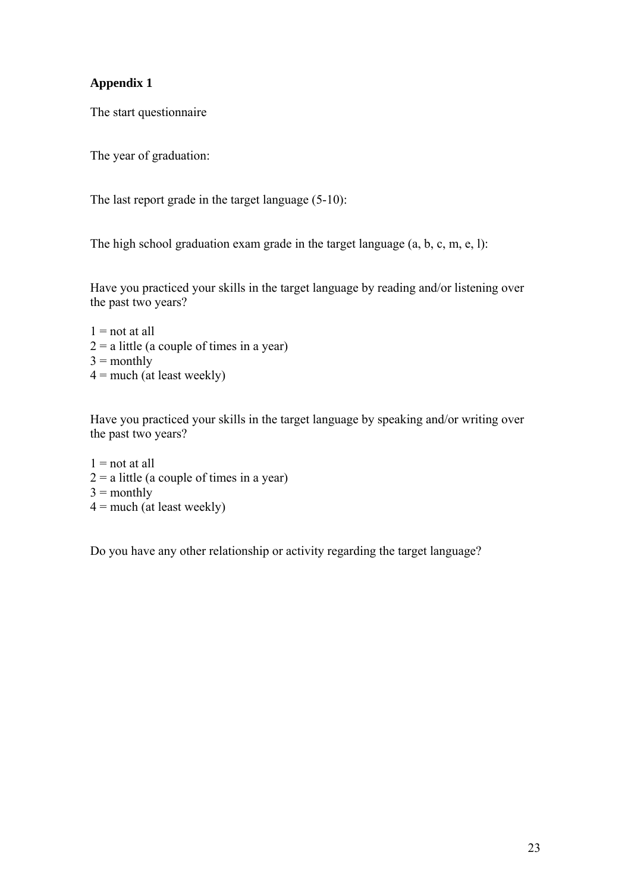## Appendix 1

The start questionnaire

The year of graduation:

The last report grade in the target language (5-10):

The high school graduation exam grade in the target language (a, b, c, m, e, l):

Have you practiced your skills in the target language by reading and/or listening over the past two years?

1 = not at all
2 = a little (a couple of times in a year)
3 = monthly
4 = much (at least weekly)

Have you practiced your skills in the target language by speaking and/or writing over the past two years?

1 = not at all
2 = a little (a couple of times in a year)
3 = monthly
4 = much (at least weekly)

Do you have any other relationship or activity regarding the target language?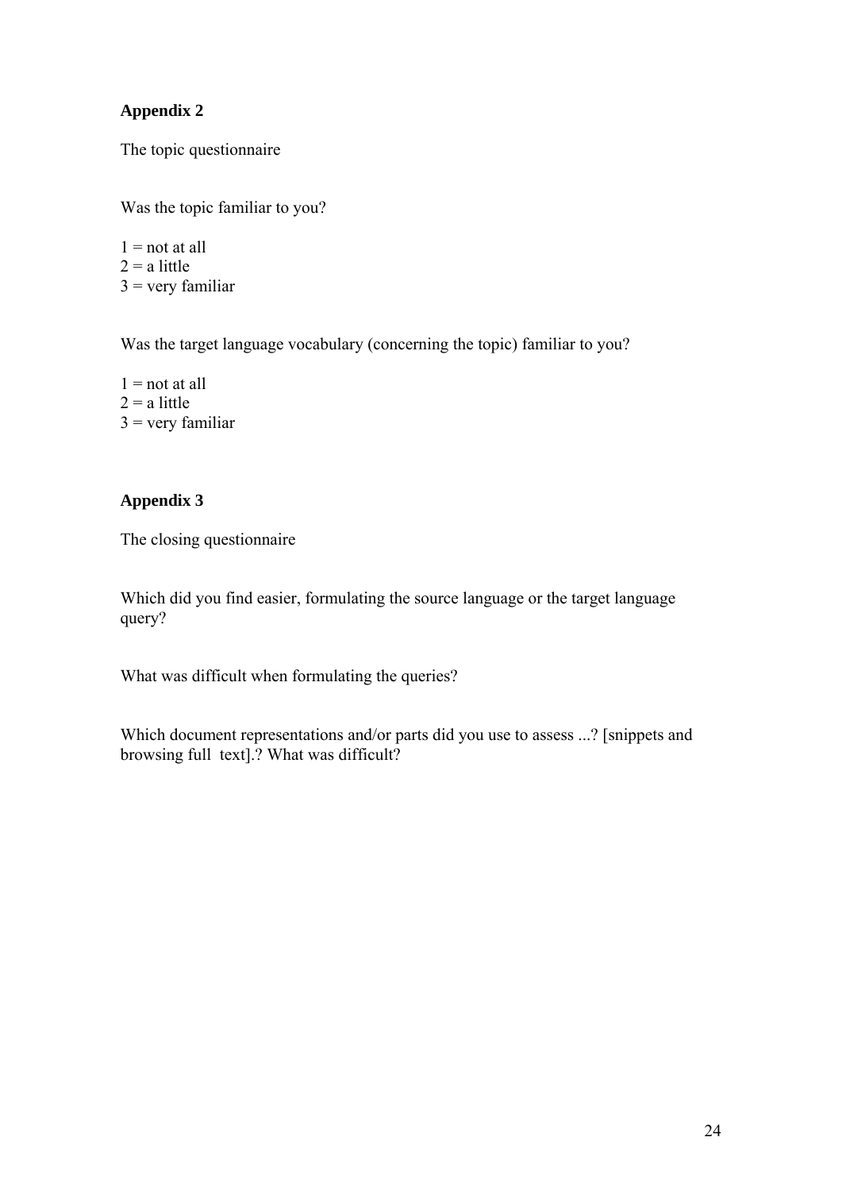## Appendix 2

The topic questionnaire

Was the topic familiar to you?

1 = not at all  
2 = a little  
3 = very familiar

Was the target language vocabulary (concerning the topic) familiar to you?

1 = not at all  
2 = a little  
3 = very familiar

## Appendix 3

The closing questionnaire

Which did you find easier, formulating the source language or the target language query?

What was difficult when formulating the queries?

Which document representations and/or parts did you use to assess ...? [snippets and browsing full text].? What was difficult?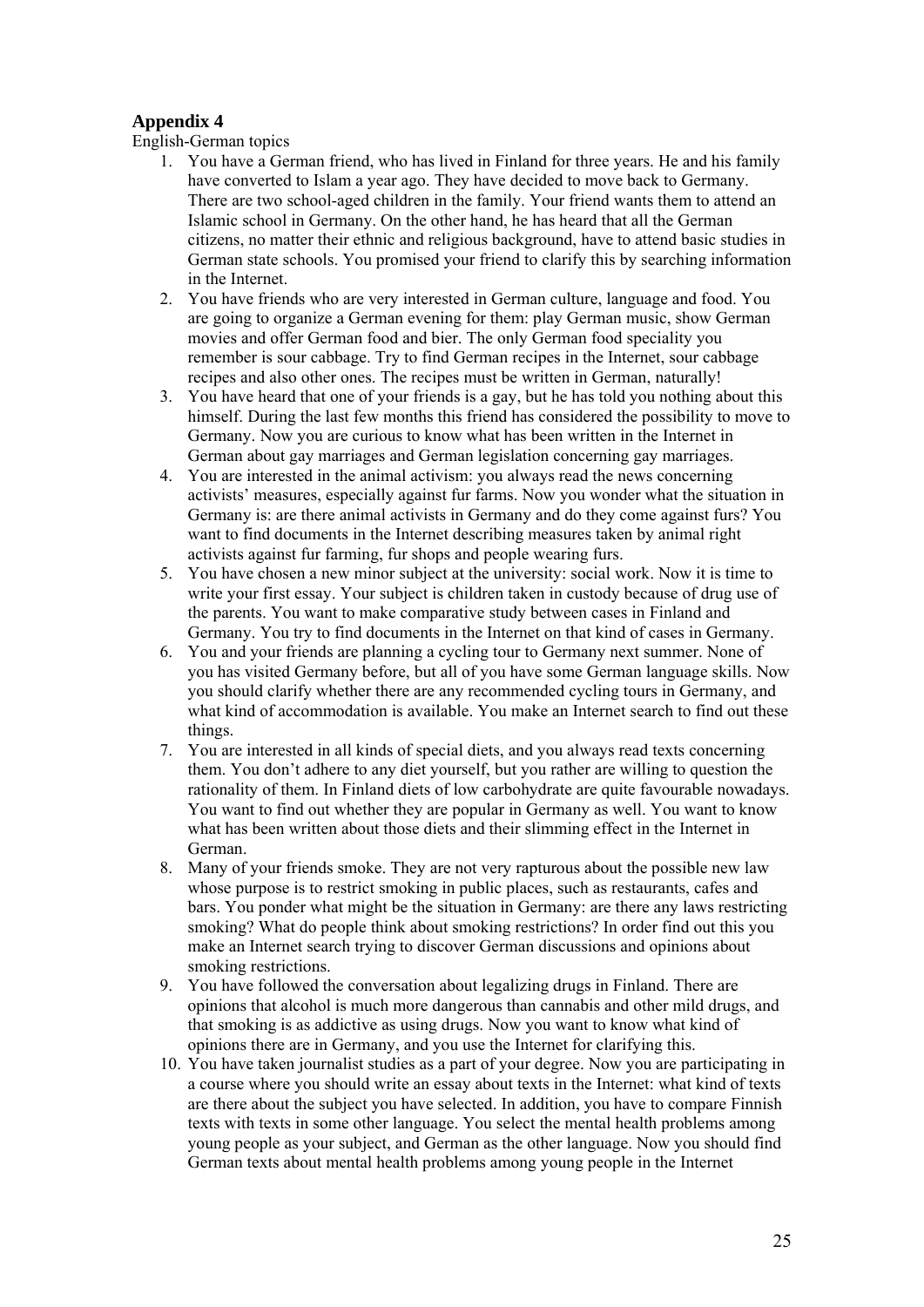## Appendix 4

English-German topics

1. You have a German friend, who has lived in Finland for three years. He and his family have converted to Islam a year ago. They have decided to move back to Germany. There are two school-aged children in the family. Your friend wants them to attend an Islamic school in Germany. On the other hand, he has heard that all the German citizens, no matter their ethnic and religious background, have to attend basic studies in German state schools. You promised your friend to clarify this by searching information in the Internet.
2. You have friends who are very interested in German culture, language and food. You are going to organize a German evening for them: play German music, show German movies and offer German food and bier. The only German food speciality you remember is sour cabbage. Try to find German recipes in the Internet, sour cabbage recipes and also other ones. The recipes must be written in German, naturally!
3. You have heard that one of your friends is a gay, but he has told you nothing about this himself. During the last few months this friend has considered the possibility to move to Germany. Now you are curious to know what has been written in the Internet in German about gay marriages and German legislation concerning gay marriages.
4. You are interested in the animal activism: you always read the news concerning activists' measures, especially against fur farms. Now you wonder what the situation in Germany is: are there animal activists in Germany and do they come against furs? You want to find documents in the Internet describing measures taken by animal right activists against fur farming, fur shops and people wearing furs.
5. You have chosen a new minor subject at the university: social work. Now it is time to write your first essay. Your subject is children taken in custody because of drug use of the parents. You want to make comparative study between cases in Finland and Germany. You try to find documents in the Internet on that kind of cases in Germany.
6. You and your friends are planning a cycling tour to Germany next summer. None of you has visited Germany before, but all of you have some German language skills. Now you should clarify whether there are any recommended cycling tours in Germany, and what kind of accommodation is available. You make an Internet search to find out these things.
7. You are interested in all kinds of special diets, and you always read texts concerning them. You don't adhere to any diet yourself, but you rather are willing to question the rationality of them. In Finland diets of low carbohydrate are quite favourable nowadays. You want to find out whether they are popular in Germany as well. You want to know what has been written about those diets and their slimming effect in the Internet in German.
8. Many of your friends smoke. They are not very rapturous about the possible new law whose purpose is to restrict smoking in public places, such as restaurants, cafes and bars. You ponder what might be the situation in Germany: are there any laws restricting smoking? What do people think about smoking restrictions? In order find out this you make an Internet search trying to discover German discussions and opinions about smoking restrictions.
9. You have followed the conversation about legalizing drugs in Finland. There are opinions that alcohol is much more dangerous than cannabis and other mild drugs, and that smoking is as addictive as using drugs. Now you want to know what kind of opinions there are in Germany, and you use the Internet for clarifying this.
10. You have taken journalist studies as a part of your degree. Now you are participating in a course where you should write an essay about texts in the Internet: what kind of texts are there about the subject you have selected. In addition, you have to compare Finnish texts with texts in some other language. You select the mental health problems among young people as your subject, and German as the other language. Now you should find German texts about mental health problems among young people in the Internet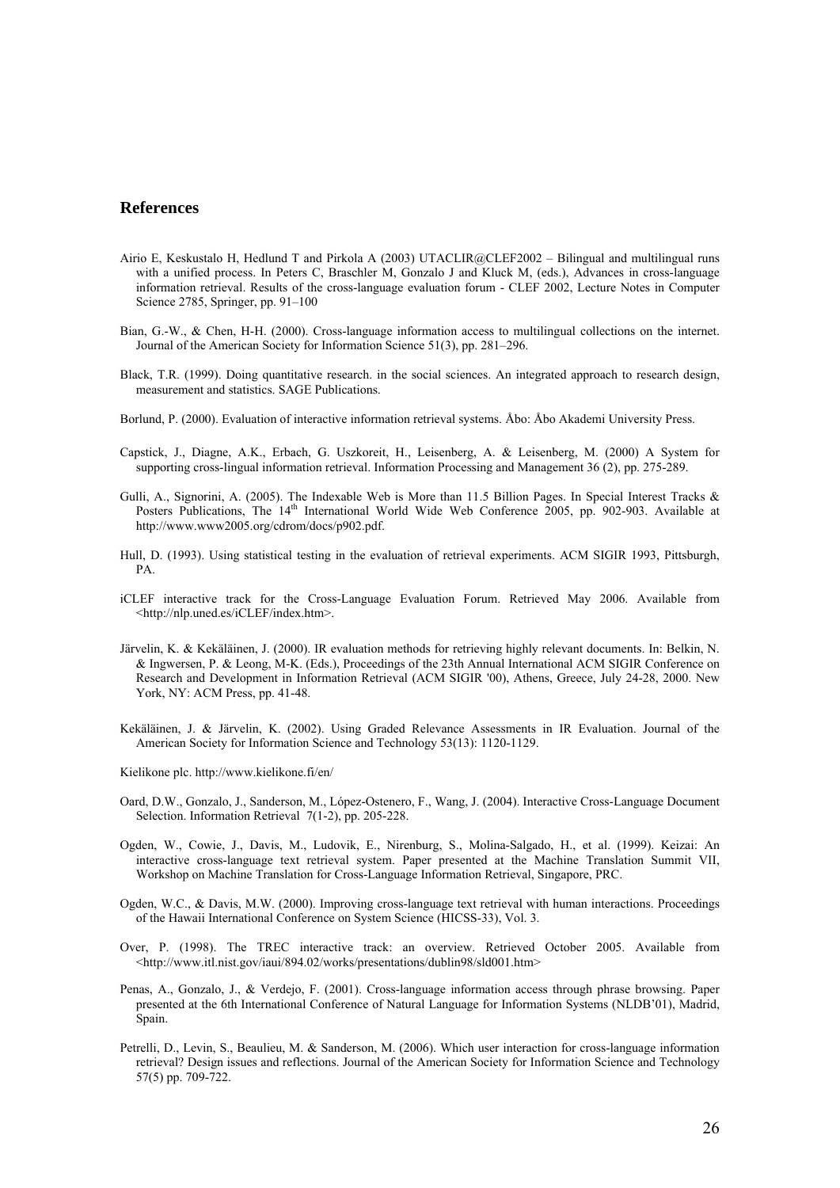## References

Airio E, Keskustalo H, Hedlund T and Pirkola A (2003) UTACLIR@CLEF2002 – Bilingual and multilingual runs with a unified process. In Peters C, Braschler M, Gonzalo J and Kluck M, (eds.), Advances in cross-language information retrieval. Results of the cross-language evaluation forum - CLEF 2002, Lecture Notes in Computer Science 2785, Springer, pp. 91–100

Bian, G.-W., & Chen, H-H. (2000). Cross-language information access to multilingual collections on the internet. Journal of the American Society for Information Science 51(3), pp. 281–296.

Black, T.R. (1999). Doing quantitative research. in the social sciences. An integrated approach to research design, measurement and statistics. SAGE Publications.

Borlund, P. (2000). Evaluation of interactive information retrieval systems. Åbo: Åbo Akademi University Press.

Capstick, J., Diagne, A.K., Erbach, G. Uszkoreit, H., Leisenberg, A. & Leisenberg, M. (2000) A System for supporting cross-lingual information retrieval. Information Processing and Management 36 (2), pp. 275-289.

Gulli, A., Signorini, A. (2005). The Indexable Web is More than 11.5 Billion Pages. In Special Interest Tracks & Posters Publications, The 14th International World Wide Web Conference 2005, pp. 902-903. Available at http://www.www2005.org/cdrom/docs/p902.pdf.

Hull, D. (1993). Using statistical testing in the evaluation of retrieval experiments. ACM SIGIR 1993, Pittsburgh, PA.

iCLEF interactive track for the Cross-Language Evaluation Forum. Retrieved May 2006. Available from <http://nlp.uned.es/iCLEF/index.htm>.

Järvelin, K. & Kekäläinen, J. (2000). IR evaluation methods for retrieving highly relevant documents. In: Belkin, N. & Ingwersen, P. & Leong, M-K. (Eds.), Proceedings of the 23th Annual International ACM SIGIR Conference on Research and Development in Information Retrieval (ACM SIGIR '00), Athens, Greece, July 24-28, 2000. New York, NY: ACM Press, pp. 41-48.

Kekäläinen, J. & Järvelin, K. (2002). Using Graded Relevance Assessments in IR Evaluation. Journal of the American Society for Information Science and Technology 53(13): 1120-1129.

Kielikone plc. http://www.kielikone.fi/en/

Oard, D.W., Gonzalo, J., Sanderson, M., López-Ostenero, F., Wang, J. (2004). Interactive Cross-Language Document Selection. Information Retrieval 7(1-2), pp. 205-228.

Ogden, W., Cowie, J., Davis, M., Ludovik, E., Nirenburg, S., Molina-Salgado, H., et al. (1999). Keizai: An interactive cross-language text retrieval system. Paper presented at the Machine Translation Summit VII, Workshop on Machine Translation for Cross-Language Information Retrieval, Singapore, PRC.

Ogden, W.C., & Davis, M.W. (2000). Improving cross-language text retrieval with human interactions. Proceedings of the Hawaii International Conference on System Science (HICSS-33), Vol. 3.

Over, P. (1998). The TREC interactive track: an overview. Retrieved October 2005. Available from <http://www.itl.nist.gov/iaui/894.02/works/presentations/dublin98/sld001.htm>

Penas, A., Gonzalo, J., & Verdejo, F. (2001). Cross-language information access through phrase browsing. Paper presented at the 6th International Conference of Natural Language for Information Systems (NLDB'01), Madrid, Spain.

Petrelli, D., Levin, S., Beaulieu, M. & Sanderson, M. (2006). Which user interaction for cross-language information retrieval? Design issues and reflections. Journal of the American Society for Information Science and Technology 57(5) pp. 709-722.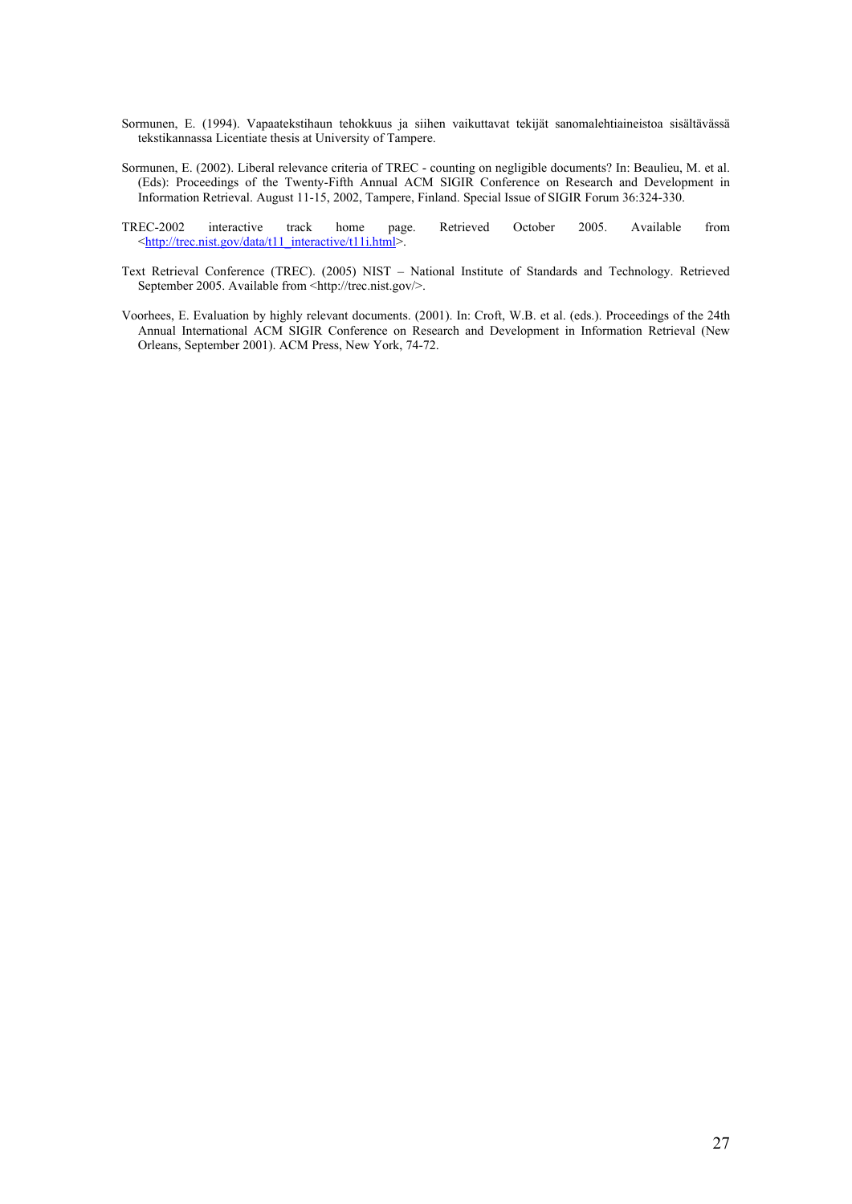Sormunen, E. (1994). Vapaatekstihaun tehokkuus ja siihen vaikuttavat tekijät sanomalehtiaineistoa sisältävässä tekstikannassa Licentiate thesis at University of Tampere.

Sormunen, E. (2002). Liberal relevance criteria of TREC - counting on negligible documents? In: Beaulieu, M. et al. (Eds): Proceedings of the Twenty-Fifth Annual ACM SIGIR Conference on Research and Development in Information Retrieval. August 11-15, 2002, Tampere, Finland. Special Issue of SIGIR Forum 36:324-330.

TREC-2002 interactive track home page. Retrieved October 2005. Available from <http://trec.nist.gov/data/t11_interactive/t11i.html>.

Text Retrieval Conference (TREC). (2005) NIST – National Institute of Standards and Technology. Retrieved September 2005. Available from <http://trec.nist.gov/>.

Voorhees, E. Evaluation by highly relevant documents. (2001). In: Croft, W.B. et al. (eds.). Proceedings of the 24th Annual International ACM SIGIR Conference on Research and Development in Information Retrieval (New Orleans, September 2001). ACM Press, New York, 74-72.